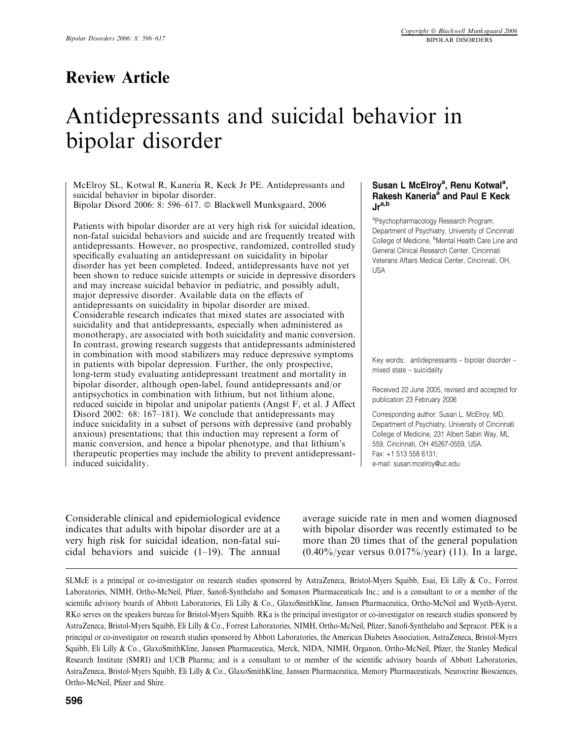## Review Article

# Antidepressants and suicidal behavior in bipolar disorder

**Susan L McElroy[a], Renu Kotwal[a], Rakesh Kaneria[a] and Paul E Keck Jr[a,b]**

[a]Psychopharmacology Research Program, Department of Psychiatry, University of Cincinnati College of Medicine, [b]Mental Health Care Line and General Clinical Research Center, Cincinnati Veterans Affairs Medical Center, Cincinnati, OH, USA

McElroy SL, Kotwal R, Kaneria R, Keck Jr PE. Antidepressants and suicidal behavior in bipolar disorder.
Bipolar Disord 2006: 8: 596–617. © Blackwell Munksgaard, 2006

Patients with bipolar disorder are at very high risk for suicidal ideation, non-fatal suicidal behaviors and suicide and are frequently treated with antidepressants. However, no prospective, randomized, controlled study specifically evaluating an antidepressant on suicidality in bipolar disorder has yet been completed. Indeed, antidepressants have not yet been shown to reduce suicide attempts or suicide in depressive disorders and may increase suicidal behavior in pediatric, and possibly adult, major depressive disorder. Available data on the effects of antidepressants on suicidality in bipolar disorder are mixed. Considerable research indicates that mixed states are associated with suicidality and that antidepressants, especially when administered as monotherapy, are associated with both suicidality and manic conversion. In contrast, growing research suggests that antidepressants administered in combination with mood stabilizers may reduce depressive symptoms in patients with bipolar depression. Further, the only prospective, long-term study evaluating antidepressant treatment and mortality in bipolar disorder, although open-label, found antidepressants and/or antipsychotics in combination with lithium, but not lithium alone, reduced suicide in bipolar and unipolar patients (Angst F, et al. J Affect Disord 2002: 68: 167–181). We conclude that antidepressants may induce suicidality in a subset of persons with depressive (and probably anxious) presentations; that this induction may represent a form of manic conversion, and hence a bipolar phenotype, and that lithium's therapeutic properties may include the ability to prevent antidepressant-induced suicidality.

Key words: antidepressants – bipolar disorder – mixed state – suicidality

Received 22 June 2005, revised and accepted for publication 23 February 2006

Corresponding author: Susan L. McElroy, MD, Department of Psychiatry, University of Cincinnati College of Medicine, 231 Albert Sabin Way, ML 559, Cincinnati, OH 45267-0559, USA.
Fax: +1 513 558 6131;
e-mail: susan.mcelroy@uc.edu

Considerable clinical and epidemiological evidence indicates that adults with bipolar disorder are at a very high risk for suicidal ideation, non-fatal suicidal behaviors and suicide (1–19). The annual average suicide rate in men and women diagnosed with bipolar disorder was recently estimated to be more than 20 times that of the general population (0.40%/year versus 0.017%/year) (11). In a large,

SLMcE is a principal or co-investigator on research studies sponsored by AstraZeneca, Bristol-Myers Squibb, Esai, Eli Lilly & Co., Forrest Laboratories, NIMH, Ortho-McNeil, Pfizer, Sanofi-Synthelabo and Somaxon Pharmaceuticals Inc.; and is a consultant to or a member of the scientific advisory boards of Abbott Laboratories, Eli Lilly & Co., GlaxoSmithKline, Janssen Pharmaceutica, Ortho-McNeil and Wyeth-Ayerst. RKo serves on the speakers bureau for Bristol-Myers Squibb. RKa is the principal investigator or co-investigator on research studies sponsored by AstraZeneca, Bristol-Myers Squibb, Eli Lilly & Co., Forrest Laboratories, NIMH, Ortho-McNeil, Pfizer, Sanofi-Synthelabo and Sepracor. PEK is a principal or co-investigator on research studies sponsored by Abbott Laboratories, the American Diabetes Association, AstraZeneca, Bristol-Myers Squibb, Eli Lilly & Co., GlaxoSmithKline, Janssen Pharmaceutica, Merck, NIDA, NIMH, Organon, Ortho-McNeil, Pfizer, the Stanley Medical Research Institute (SMRI) and UCB Pharma; and is a consultant to or member of the scientific advisory boards of Abbott Laboratories, AstraZeneca, Bristol-Myers Squibb, Eli Lilly & Co., GlaxoSmithKline, Janssen Pharmaceutica, Memory Pharmaceuticals, Neurocrine Biosciences, Ortho-McNeil, Pfizer and Shire.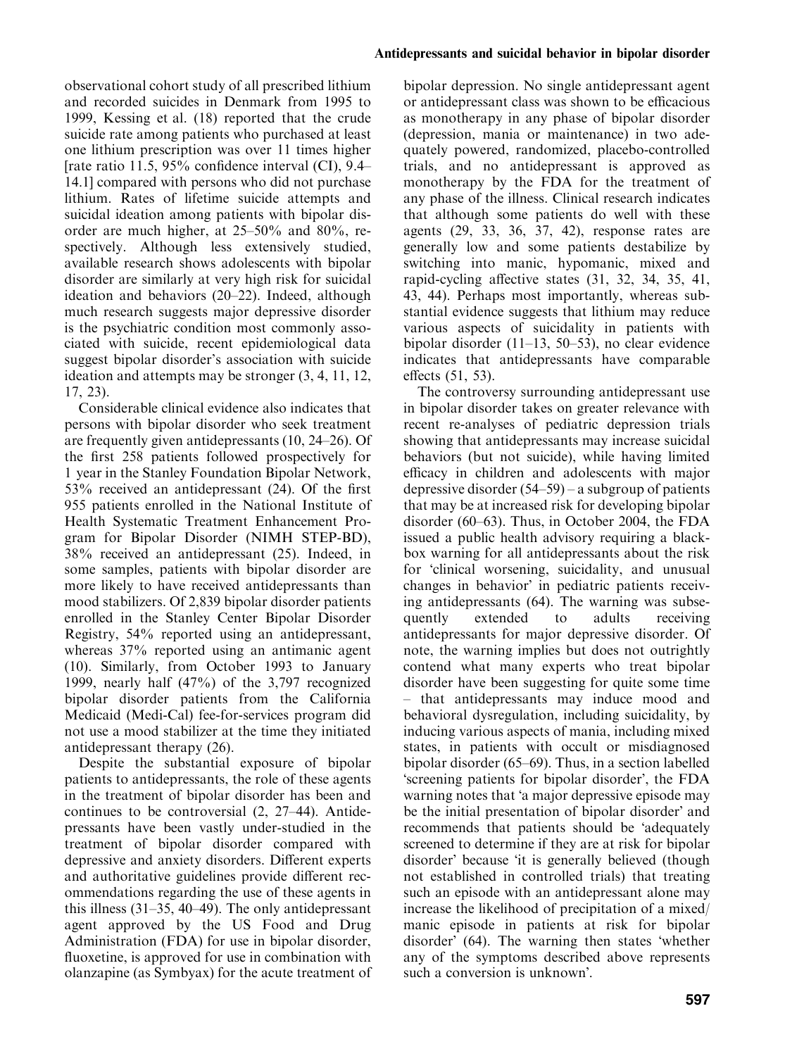observational cohort study of all prescribed lithium and recorded suicides in Denmark from 1995 to 1999, Kessing et al. (18) reported that the crude suicide rate among patients who purchased at least one lithium prescription was over 11 times higher [rate ratio 11.5, 95% confidence interval (CI), 9.4–14.1] compared with persons who did not purchase lithium. Rates of lifetime suicide attempts and suicidal ideation among patients with bipolar disorder are much higher, at 25–50% and 80%, respectively. Although less extensively studied, available research shows adolescents with bipolar disorder are similarly at very high risk for suicidal ideation and behaviors (20–22). Indeed, although much research suggests major depressive disorder is the psychiatric condition most commonly associated with suicide, recent epidemiological data suggest bipolar disorder's association with suicide ideation and attempts may be stronger (3, 4, 11, 12, 17, 23).

Considerable clinical evidence also indicates that persons with bipolar disorder who seek treatment are frequently given antidepressants (10, 24–26). Of the first 258 patients followed prospectively for 1 year in the Stanley Foundation Bipolar Network, 53% received an antidepressant (24). Of the first 955 patients enrolled in the National Institute of Health Systematic Treatment Enhancement Program for Bipolar Disorder (NIMH STEP-BD), 38% received an antidepressant (25). Indeed, in some samples, patients with bipolar disorder are more likely to have received antidepressants than mood stabilizers. Of 2,839 bipolar disorder patients enrolled in the Stanley Center Bipolar Disorder Registry, 54% reported using an antidepressant, whereas 37% reported using an antimanic agent (10). Similarly, from October 1993 to January 1999, nearly half (47%) of the 3,797 recognized bipolar disorder patients from the California Medicaid (Medi-Cal) fee-for-services program did not use a mood stabilizer at the time they initiated antidepressant therapy (26).

Despite the substantial exposure of bipolar patients to antidepressants, the role of these agents in the treatment of bipolar disorder has been and continues to be controversial (2, 27–44). Antidepressants have been vastly under-studied in the treatment of bipolar disorder compared with depressive and anxiety disorders. Different experts and authoritative guidelines provide different recommendations regarding the use of these agents in this illness (31–35, 40–49). The only antidepressant agent approved by the US Food and Drug Administration (FDA) for use in bipolar disorder, fluoxetine, is approved for use in combination with olanzapine (as Symbyax) for the acute treatment of bipolar depression. No single antidepressant agent or antidepressant class was shown to be efficacious as monotherapy in any phase of bipolar disorder (depression, mania or maintenance) in two adequately powered, randomized, placebo-controlled trials, and no antidepressant is approved as monotherapy by the FDA for the treatment of any phase of the illness. Clinical research indicates that although some patients do well with these agents (29, 33, 36, 37, 42), response rates are generally low and some patients destabilize by switching into manic, hypomanic, mixed and rapid-cycling affective states (31, 32, 34, 35, 41, 43, 44). Perhaps most importantly, whereas substantial evidence suggests that lithium may reduce various aspects of suicidality in patients with bipolar disorder (11–13, 50–53), no clear evidence indicates that antidepressants have comparable effects (51, 53).

The controversy surrounding antidepressant use in bipolar disorder takes on greater relevance with recent re-analyses of pediatric depression trials showing that antidepressants may increase suicidal behaviors (but not suicide), while having limited efficacy in children and adolescents with major depressive disorder (54–59) – a subgroup of patients that may be at increased risk for developing bipolar disorder (60–63). Thus, in October 2004, the FDA issued a public health advisory requiring a black-box warning for all antidepressants about the risk for 'clinical worsening, suicidality, and unusual changes in behavior' in pediatric patients receiving antidepressants (64). The warning was subsequently extended to adults receiving antidepressants for major depressive disorder. Of note, the warning implies but does not outrightly contend what many experts who treat bipolar disorder have been suggesting for quite some time – that antidepressants may induce mood and behavioral dysregulation, including suicidality, by inducing various aspects of mania, including mixed states, in patients with occult or misdiagnosed bipolar disorder (65–69). Thus, in a section labelled 'screening patients for bipolar disorder', the FDA warning notes that 'a major depressive episode may be the initial presentation of bipolar disorder' and recommends that patients should be 'adequately screened to determine if they are at risk for bipolar disorder' because 'it is generally believed (though not established in controlled trials) that treating such an episode with an antidepressant alone may increase the likelihood of precipitation of a mixed/manic episode in patients at risk for bipolar disorder' (64). The warning then states 'whether any of the symptoms described above represents such a conversion is unknown'.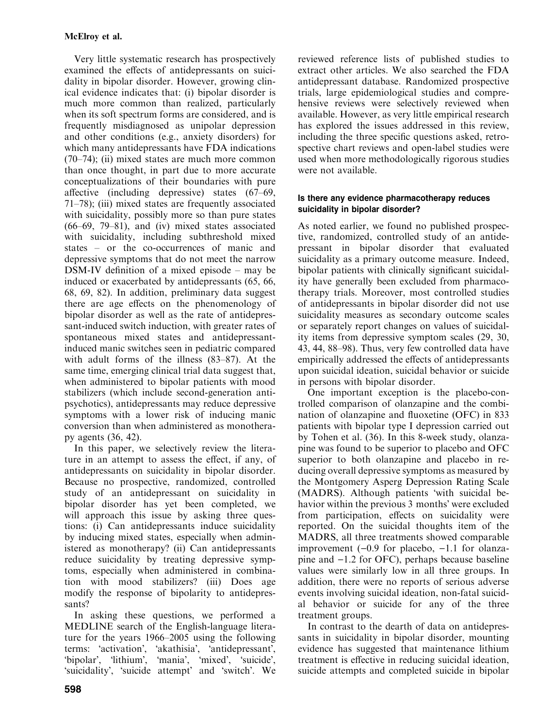Very little systematic research has prospectively examined the effects of antidepressants on suicidality in bipolar disorder. However, growing clinical evidence indicates that: (i) bipolar disorder is much more common than realized, particularly when its soft spectrum forms are considered, and is frequently misdiagnosed as unipolar depression and other conditions (e.g., anxiety disorders) for which many antidepressants have FDA indications (70–74); (ii) mixed states are much more common than once thought, in part due to more accurate conceptualizations of their boundaries with pure affective (including depressive) states (67–69, 71–78); (iii) mixed states are frequently associated with suicidality, possibly more so than pure states (66–69, 79–81), and (iv) mixed states associated with suicidality, including subthreshold mixed states – or the co-occurrences of manic and depressive symptoms that do not meet the narrow DSM-IV definition of a mixed episode – may be induced or exacerbated by antidepressants (65, 66, 68, 69, 82). In addition, preliminary data suggest there are age effects on the phenomenology of bipolar disorder as well as the rate of antidepressant-induced switch induction, with greater rates of spontaneous mixed states and antidepressant-induced manic switches seen in pediatric compared with adult forms of the illness (83–87). At the same time, emerging clinical trial data suggest that, when administered to bipolar patients with mood stabilizers (which include second-generation antipsychotics), antidepressants may reduce depressive symptoms with a lower risk of inducing manic conversion than when administered as monotherapy agents (36, 42).

In this paper, we selectively review the literature in an attempt to assess the effect, if any, of antidepressants on suicidality in bipolar disorder. Because no prospective, randomized, controlled study of an antidepressant on suicidality in bipolar disorder has yet been completed, we will approach this issue by asking three questions: (i) Can antidepressants induce suicidality by inducing mixed states, especially when administered as monotherapy? (ii) Can antidepressants reduce suicidality by treating depressive symptoms, especially when administered in combination with mood stabilizers? (iii) Does age modify the response of bipolarity to antidepressants?

In asking these questions, we performed a MEDLINE search of the English-language literature for the years 1966–2005 using the following terms: 'activation', 'akathisia', 'antidepressant', 'bipolar', 'lithium', 'mania', 'mixed', 'suicide', 'suicidality', 'suicide attempt' and 'switch'. We reviewed reference lists of published studies to extract other articles. We also searched the FDA antidepressant database. Randomized prospective trials, large epidemiological studies and comprehensive reviews were selectively reviewed when available. However, as very little empirical research has explored the issues addressed in this review, including the three specific questions asked, retrospective chart reviews and open-label studies were used when more methodologically rigorous studies were not available.

#### Is there any evidence pharmacotherapy reduces suicidality in bipolar disorder?

As noted earlier, we found no published prospective, randomized, controlled study of an antidepressant in bipolar disorder that evaluated suicidality as a primary outcome measure. Indeed, bipolar patients with clinically significant suicidality have generally been excluded from pharmacotherapy trials. Moreover, most controlled studies of antidepressants in bipolar disorder did not use suicidality measures as secondary outcome scales or separately report changes on values of suicidality items from depressive symptom scales (29, 30, 43, 44, 88–98). Thus, very few controlled data have empirically addressed the effects of antidepressants upon suicidal ideation, suicidal behavior or suicide in persons with bipolar disorder.

One important exception is the placebo-controlled comparison of olanzapine and the combination of olanzapine and fluoxetine (OFC) in 833 patients with bipolar type I depression carried out by Tohen et al. (36). In this 8-week study, olanzapine was found to be superior to placebo and OFC superior to both olanzapine and placebo in reducing overall depressive symptoms as measured by the Montgomery Asperg Depression Rating Scale (MADRS). Although patients 'with suicidal behavior within the previous 3 months' were excluded from participation, effects on suicidality were reported. On the suicidal thoughts item of the MADRS, all three treatments showed comparable improvement (−0.9 for placebo, −1.1 for olanzapine and −1.2 for OFC), perhaps because baseline values were similarly low in all three groups. In addition, there were no reports of serious adverse events involving suicidal ideation, non-fatal suicidal behavior or suicide for any of the three treatment groups.

In contrast to the dearth of data on antidepressants in suicidality in bipolar disorder, mounting evidence has suggested that maintenance lithium treatment is effective in reducing suicidal ideation, suicide attempts and completed suicide in bipolar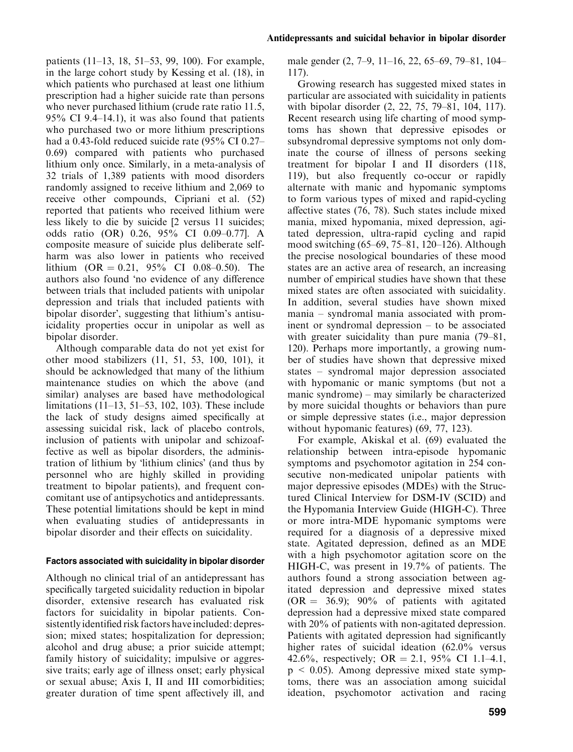patients (11–13, 18, 51–53, 99, 100). For example, in the large cohort study by Kessing et al. (18), in which patients who purchased at least one lithium prescription had a higher suicide rate than persons who never purchased lithium (crude rate ratio 11.5, 95% CI 9.4–14.1), it was also found that patients who purchased two or more lithium prescriptions had a 0.43-fold reduced suicide rate (95% CI 0.27–0.69) compared with patients who purchased lithium only once. Similarly, in a meta-analysis of 32 trials of 1,389 patients with mood disorders randomly assigned to receive lithium and 2,069 to receive other compounds, Cipriani et al. (52) reported that patients who received lithium were less likely to die by suicide [2 versus 11 suicides; odds ratio (OR) 0.26, 95% CI 0.09–0.77]. A composite measure of suicide plus deliberate self-harm was also lower in patients who received lithium (OR = 0.21, 95% CI 0.08–0.50). The authors also found 'no evidence of any difference between trials that included patients with unipolar depression and trials that included patients with bipolar disorder', suggesting that lithium's antisuicidality properties occur in unipolar as well as bipolar disorder.

Although comparable data do not yet exist for other mood stabilizers (11, 51, 53, 100, 101), it should be acknowledged that many of the lithium maintenance studies on which the above (and similar) analyses are based have methodological limitations (11–13, 51–53, 102, 103). These include the lack of study designs aimed specifically at assessing suicidal risk, lack of placebo controls, inclusion of patients with unipolar and schizoaffective as well as bipolar disorders, the administration of lithium by 'lithium clinics' (and thus by personnel who are highly skilled in providing treatment to bipolar patients), and frequent concomitant use of antipsychotics and antidepressants. These potential limitations should be kept in mind when evaluating studies of antidepressants in bipolar disorder and their effects on suicidality.

### Factors associated with suicidality in bipolar disorder

Although no clinical trial of an antidepressant has specifically targeted suicidality reduction in bipolar disorder, extensive research has evaluated risk factors for suicidality in bipolar patients. Consistently identified risk factors have included: depression; mixed states; hospitalization for depression; alcohol and drug abuse; a prior suicide attempt; family history of suicidality; impulsive or aggressive traits; early age of illness onset; early physical or sexual abuse; Axis I, II and III comorbidities; greater duration of time spent affectively ill, and male gender (2, 7–9, 11–16, 22, 65–69, 79–81, 104–117).

Growing research has suggested mixed states in particular are associated with suicidality in patients with bipolar disorder (2, 22, 75, 79–81, 104, 117). Recent research using life charting of mood symptoms has shown that depressive episodes or subsyndromal depressive symptoms not only dominate the course of illness of persons seeking treatment for bipolar I and II disorders (118, 119), but also frequently co-occur or rapidly alternate with manic and hypomanic symptoms to form various types of mixed and rapid-cycling affective states (76, 78). Such states include mixed mania, mixed hypomania, mixed depression, agitated depression, ultra-rapid cycling and rapid mood switching (65–69, 75–81, 120–126). Although the precise nosological boundaries of these mood states are an active area of research, an increasing number of empirical studies have shown that these mixed states are often associated with suicidality. In addition, several studies have shown mixed mania – syndromal mania associated with prominent or syndromal depression – to be associated with greater suicidality than pure mania (79–81, 120). Perhaps more importantly, a growing number of studies have shown that depressive mixed states – syndromal major depression associated with hypomanic or manic symptoms (but not a manic syndrome) – may similarly be characterized by more suicidal thoughts or behaviors than pure or simple depressive states (i.e., major depression without hypomanic features) (69, 77, 123).

For example, Akiskal et al. (69) evaluated the relationship between intra-episode hypomanic symptoms and psychomotor agitation in 254 consecutive non-medicated unipolar patients with major depressive episodes (MDEs) with the Structured Clinical Interview for DSM-IV (SCID) and the Hypomania Interview Guide (HIGH-C). Three or more intra-MDE hypomanic symptoms were required for a diagnosis of a depressive mixed state. Agitated depression, defined as an MDE with a high psychomotor agitation score on the HIGH-C, was present in 19.7% of patients. The authors found a strong association between agitated depression and depressive mixed states (OR = 36.9); 90% of patients with agitated depression had a depressive mixed state compared with 20% of patients with non-agitated depression. Patients with agitated depression had significantly higher rates of suicidal ideation (62.0% versus 42.6%, respectively; OR = 2.1, 95% CI 1.1–4.1, $p < 0.05$). Among depressive mixed state symptoms, there was an association among suicidal ideation, psychomotor activation and racing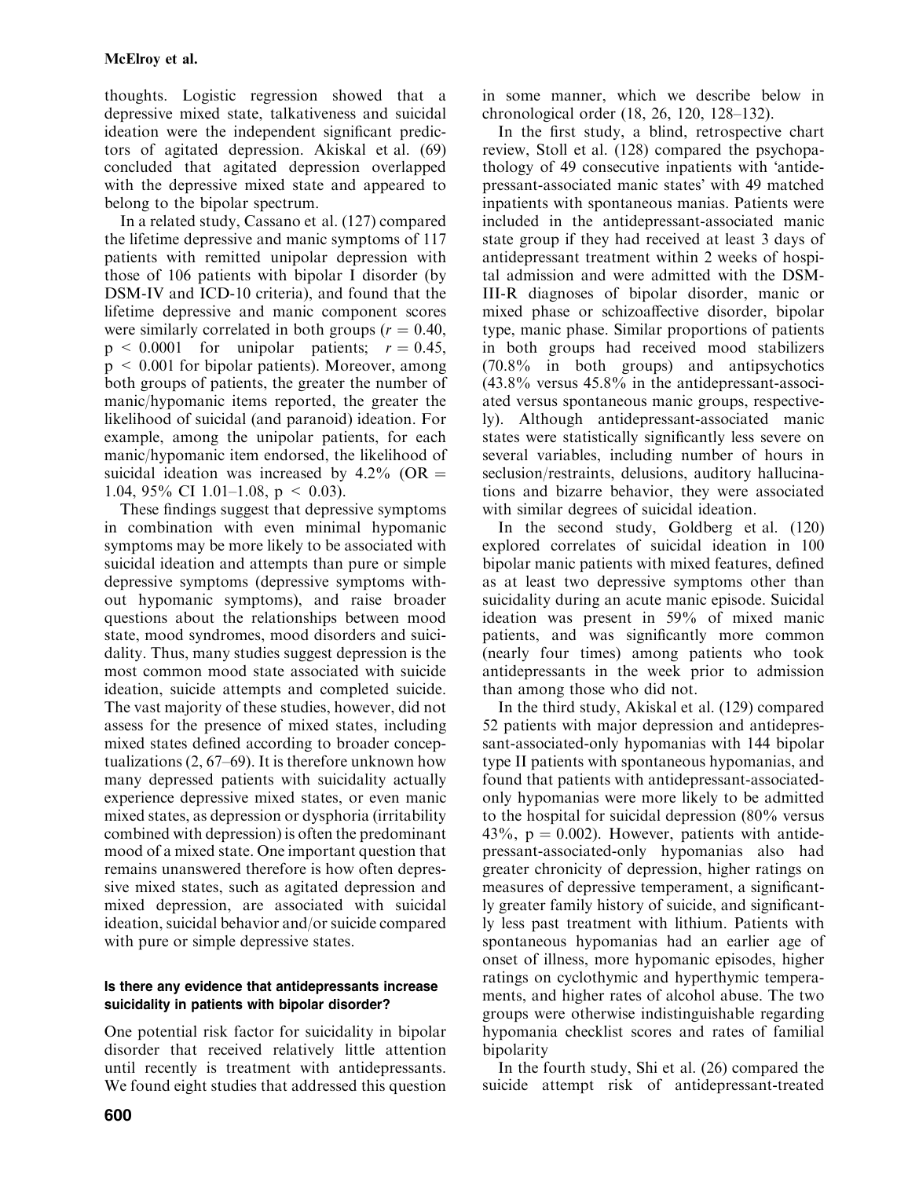thoughts. Logistic regression showed that a depressive mixed state, talkativeness and suicidal ideation were the independent significant predictors of agitated depression. Akiskal et al. (69) concluded that agitated depression overlapped with the depressive mixed state and appeared to belong to the bipolar spectrum.

In a related study, Cassano et al. (127) compared the lifetime depressive and manic symptoms of 117 patients with remitted unipolar depression with those of 106 patients with bipolar I disorder (by DSM-IV and ICD-10 criteria), and found that the lifetime depressive and manic component scores were similarly correlated in both groups ($r = 0.40$, $p < 0.0001$ for unipolar patients; $r = 0.45$, $p < 0.001$ for bipolar patients). Moreover, among both groups of patients, the greater the number of manic/hypomanic items reported, the greater the likelihood of suicidal (and paranoid) ideation. For example, among the unipolar patients, for each manic/hypomanic item endorsed, the likelihood of suicidal ideation was increased by 4.2% (OR = 1.04, 95% CI 1.01–1.08, $p < 0.03$).

These findings suggest that depressive symptoms in combination with even minimal hypomanic symptoms may be more likely to be associated with suicidal ideation and attempts than pure or simple depressive symptoms (depressive symptoms without hypomanic symptoms), and raise broader questions about the relationships between mood state, mood syndromes, mood disorders and suicidality. Thus, many studies suggest depression is the most common mood state associated with suicide ideation, suicide attempts and completed suicide. The vast majority of these studies, however, did not assess for the presence of mixed states, including mixed states defined according to broader conceptualizations (2, 67–69). It is therefore unknown how many depressed patients with suicidality actually experience depressive mixed states, or even manic mixed states, as depression or dysphoria (irritability combined with depression) is often the predominant mood of a mixed state. One important question that remains unanswered therefore is how often depressive mixed states, such as agitated depression and mixed depression, are associated with suicidal ideation, suicidal behavior and/or suicide compared with pure or simple depressive states.

#### Is there any evidence that antidepressants increase suicidality in patients with bipolar disorder?

One potential risk factor for suicidality in bipolar disorder that received relatively little attention until recently is treatment with antidepressants. We found eight studies that addressed this question in some manner, which we describe below in chronological order (18, 26, 120, 128–132).

In the first study, a blind, retrospective chart review, Stoll et al. (128) compared the psychopathology of 49 consecutive inpatients with 'antidepressant-associated manic states' with 49 matched inpatients with spontaneous manias. Patients were included in the antidepressant-associated manic state group if they had received at least 3 days of antidepressant treatment within 2 weeks of hospital admission and were admitted with the DSM-III-R diagnoses of bipolar disorder, manic or mixed phase or schizoaffective disorder, bipolar type, manic phase. Similar proportions of patients in both groups had received mood stabilizers (70.8% in both groups) and antipsychotics (43.8% versus 45.8% in the antidepressant-associated versus spontaneous manic groups, respectively). Although antidepressant-associated manic states were statistically significantly less severe on several variables, including number of hours in seclusion/restraints, delusions, auditory hallucinations and bizarre behavior, they were associated with similar degrees of suicidal ideation.

In the second study, Goldberg et al. (120) explored correlates of suicidal ideation in 100 bipolar manic patients with mixed features, defined as at least two depressive symptoms other than suicidality during an acute manic episode. Suicidal ideation was present in 59% of mixed manic patients, and was significantly more common (nearly four times) among patients who took antidepressants in the week prior to admission than among those who did not.

In the third study, Akiskal et al. (129) compared 52 patients with major depression and antidepressant-associated-only hypomanias with 144 bipolar type II patients with spontaneous hypomanias, and found that patients with antidepressant-associated-only hypomanias were more likely to be admitted to the hospital for suicidal depression (80% versus 43%, $p = 0.002$). However, patients with antidepressant-associated-only hypomanias also had greater chronicity of depression, higher ratings on measures of depressive temperament, a significantly greater family history of suicide, and significantly less past treatment with lithium. Patients with spontaneous hypomanias had an earlier age of onset of illness, more hypomanic episodes, higher ratings on cyclothymic and hyperthymic temperaments, and higher rates of alcohol abuse. The two groups were otherwise indistinguishable regarding hypomania checklist scores and rates of familial bipolarity

In the fourth study, Shi et al. (26) compared the suicide attempt risk of antidepressant-treated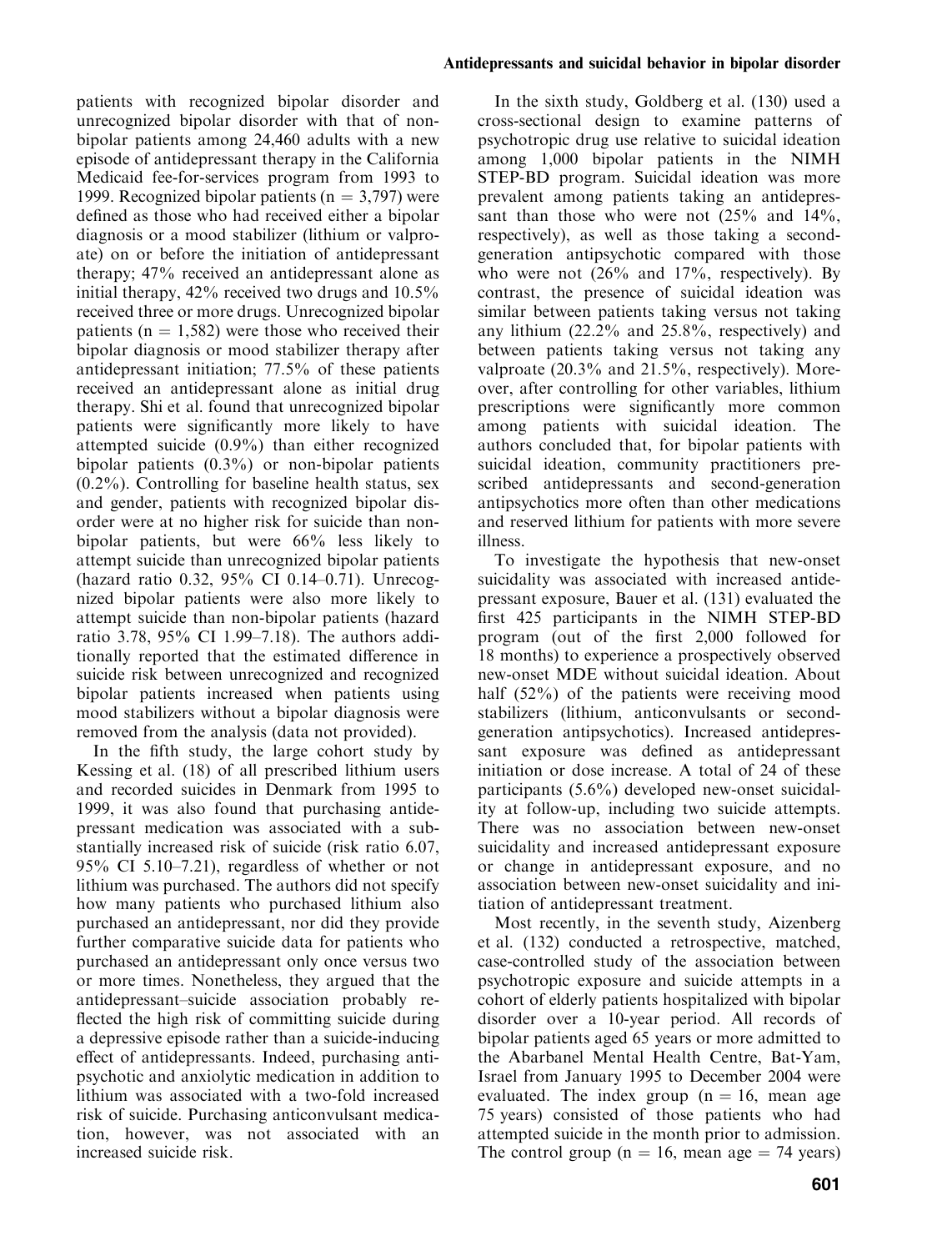patients with recognized bipolar disorder and unrecognized bipolar disorder with that of non-bipolar patients among 24,460 adults with a new episode of antidepressant therapy in the California Medicaid fee-for-services program from 1993 to 1999. Recognized bipolar patients (n = 3,797) were defined as those who had received either a bipolar diagnosis or a mood stabilizer (lithium or valproate) on or before the initiation of antidepressant therapy; 47% received an antidepressant alone as initial therapy, 42% received two drugs and 10.5% received three or more drugs. Unrecognized bipolar patients (n = 1,582) were those who received their bipolar diagnosis or mood stabilizer therapy after antidepressant initiation; 77.5% of these patients received an antidepressant alone as initial drug therapy. Shi et al. found that unrecognized bipolar patients were significantly more likely to have attempted suicide (0.9%) than either recognized bipolar patients (0.3%) or non-bipolar patients (0.2%). Controlling for baseline health status, sex and gender, patients with recognized bipolar disorder were at no higher risk for suicide than non-bipolar patients, but were 66% less likely to attempt suicide than unrecognized bipolar patients (hazard ratio 0.32, 95% CI 0.14–0.71). Unrecognized bipolar patients were also more likely to attempt suicide than non-bipolar patients (hazard ratio 3.78, 95% CI 1.99–7.18). The authors additionally reported that the estimated difference in suicide risk between unrecognized and recognized bipolar patients increased when patients using mood stabilizers without a bipolar diagnosis were removed from the analysis (data not provided).

In the fifth study, the large cohort study by Kessing et al. (18) of all prescribed lithium users and recorded suicides in Denmark from 1995 to 1999, it was also found that purchasing antidepressant medication was associated with a substantially increased risk of suicide (risk ratio 6.07, 95% CI 5.10–7.21), regardless of whether or not lithium was purchased. The authors did not specify how many patients who purchased lithium also purchased an antidepressant, nor did they provide further comparative suicide data for patients who purchased an antidepressant only once versus two or more times. Nonetheless, they argued that the antidepressant–suicide association probably reflected the high risk of committing suicide during a depressive episode rather than a suicide-inducing effect of antidepressants. Indeed, purchasing antipsychotic and anxiolytic medication in addition to lithium was associated with a two-fold increased risk of suicide. Purchasing anticonvulsant medication, however, was not associated with an increased suicide risk.

In the sixth study, Goldberg et al. (130) used a cross-sectional design to examine patterns of psychotropic drug use relative to suicidal ideation among 1,000 bipolar patients in the NIMH STEP-BD program. Suicidal ideation was more prevalent among patients taking an antidepressant than those who were not (25% and 14%, respectively), as well as those taking a second-generation antipsychotic compared with those who were not (26% and 17%, respectively). By contrast, the presence of suicidal ideation was similar between patients taking versus not taking any lithium (22.2% and 25.8%, respectively) and between patients taking versus not taking any valproate (20.3% and 21.5%, respectively). Moreover, after controlling for other variables, lithium prescriptions were significantly more common among patients with suicidal ideation. The authors concluded that, for bipolar patients with suicidal ideation, community practitioners prescribed antidepressants and second-generation antipsychotics more often than other medications and reserved lithium for patients with more severe illness.

To investigate the hypothesis that new-onset suicidality was associated with increased antidepressant exposure, Bauer et al. (131) evaluated the first 425 participants in the NIMH STEP-BD program (out of the first 2,000 followed for 18 months) to experience a prospectively observed new-onset MDE without suicidal ideation. About half (52%) of the patients were receiving mood stabilizers (lithium, anticonvulsants or second-generation antipsychotics). Increased antidepressant exposure was defined as antidepressant initiation or dose increase. A total of 24 of these participants (5.6%) developed new-onset suicidality at follow-up, including two suicide attempts. There was no association between new-onset suicidality and increased antidepressant exposure or change in antidepressant exposure, and no association between new-onset suicidality and initiation of antidepressant treatment.

Most recently, in the seventh study, Aizenberg et al. (132) conducted a retrospective, matched, case-controlled study of the association between psychotropic exposure and suicide attempts in a cohort of elderly patients hospitalized with bipolar disorder over a 10-year period. All records of bipolar patients aged 65 years or more admitted to the Abarbanel Mental Health Centre, Bat-Yam, Israel from January 1995 to December 2004 were evaluated. The index group (n = 16, mean age 75 years) consisted of those patients who had attempted suicide in the month prior to admission. The control group (n = 16, mean age = 74 years)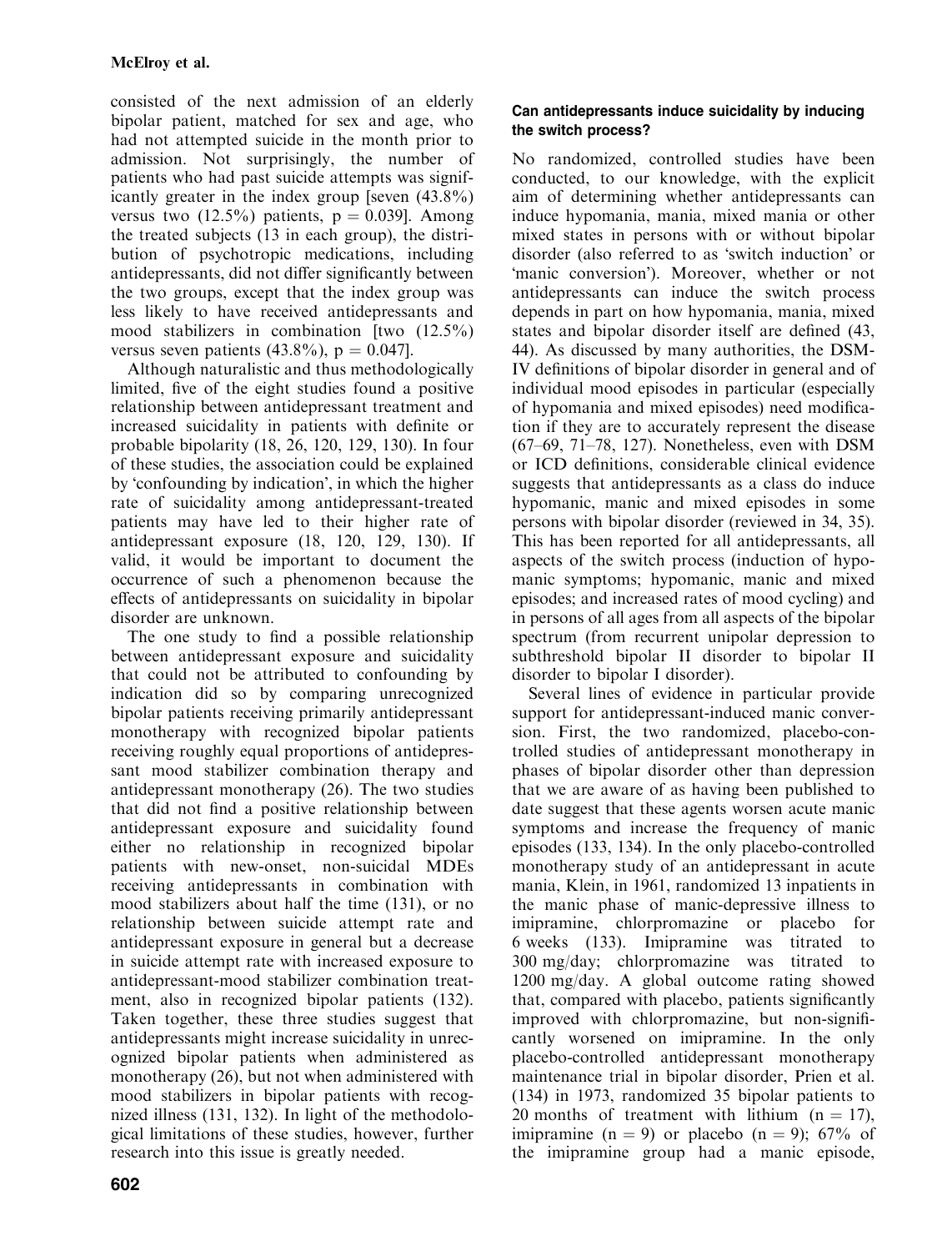consisted of the next admission of an elderly bipolar patient, matched for sex and age, who had not attempted suicide in the month prior to admission. Not surprisingly, the number of patients who had past suicide attempts was significantly greater in the index group [seven (43.8%) versus two (12.5%) patients, $p = 0.039$]. Among the treated subjects (13 in each group), the distribution of psychotropic medications, including antidepressants, did not differ significantly between the two groups, except that the index group was less likely to have received antidepressants and mood stabilizers in combination [two (12.5%) versus seven patients (43.8%), $p = 0.047$].

Although naturalistic and thus methodologically limited, five of the eight studies found a positive relationship between antidepressant treatment and increased suicidality in patients with definite or probable bipolarity (18, 26, 120, 129, 130). In four of these studies, the association could be explained by 'confounding by indication', in which the higher rate of suicidality among antidepressant-treated patients may have led to their higher rate of antidepressant exposure (18, 120, 129, 130). If valid, it would be important to document the occurrence of such a phenomenon because the effects of antidepressants on suicidality in bipolar disorder are unknown.

The one study to find a possible relationship between antidepressant exposure and suicidality that could not be attributed to confounding by indication did so by comparing unrecognized bipolar patients receiving primarily antidepressant monotherapy with recognized bipolar patients receiving roughly equal proportions of antidepressant mood stabilizer combination therapy and antidepressant monotherapy (26). The two studies that did not find a positive relationship between antidepressant exposure and suicidality found either no relationship in recognized bipolar patients with new-onset, non-suicidal MDEs receiving antidepressants in combination with mood stabilizers about half the time (131), or no relationship between suicide attempt rate and antidepressant exposure in general but a decrease in suicide attempt rate with increased exposure to antidepressant-mood stabilizer combination treatment, also in recognized bipolar patients (132). Taken together, these three studies suggest that antidepressants might increase suicidality in unrecognized bipolar patients when administered as monotherapy (26), but not when administered with mood stabilizers in bipolar patients with recognized illness (131, 132). In light of the methodological limitations of these studies, however, further research into this issue is greatly needed.

### Can antidepressants induce suicidality by inducing the switch process?

No randomized, controlled studies have been conducted, to our knowledge, with the explicit aim of determining whether antidepressants can induce hypomania, mania, mixed mania or other mixed states in persons with or without bipolar disorder (also referred to as 'switch induction' or 'manic conversion'). Moreover, whether or not antidepressants can induce the switch process depends in part on how hypomania, mania, mixed states and bipolar disorder itself are defined (43, 44). As discussed by many authorities, the DSM-IV definitions of bipolar disorder in general and of individual mood episodes in particular (especially of hypomania and mixed episodes) need modification if they are to accurately represent the disease (67–69, 71–78, 127). Nonetheless, even with DSM or ICD definitions, considerable clinical evidence suggests that antidepressants as a class do induce hypomanic, manic and mixed episodes in some persons with bipolar disorder (reviewed in 34, 35). This has been reported for all antidepressants, all aspects of the switch process (induction of hypomanic symptoms; hypomanic, manic and mixed episodes; and increased rates of mood cycling) and in persons of all ages from all aspects of the bipolar spectrum (from recurrent unipolar depression to subthreshold bipolar II disorder to bipolar II disorder to bipolar I disorder).

Several lines of evidence in particular provide support for antidepressant-induced manic conversion. First, the two randomized, placebo-controlled studies of antidepressant monotherapy in phases of bipolar disorder other than depression that we are aware of as having been published to date suggest that these agents worsen acute manic symptoms and increase the frequency of manic episodes (133, 134). In the only placebo-controlled monotherapy study of an antidepressant in acute mania, Klein, in 1961, randomized 13 inpatients in the manic phase of manic-depressive illness to imipramine, chlorpromazine or placebo for 6 weeks (133). Imipramine was titrated to 300 mg/day; chlorpromazine was titrated to 1200 mg/day. A global outcome rating showed that, compared with placebo, patients significantly improved with chlorpromazine, but non-significantly worsened on imipramine. In the only placebo-controlled antidepressant monotherapy maintenance trial in bipolar disorder, Prien et al. (134) in 1973, randomized 35 bipolar patients to 20 months of treatment with lithium ($n = 17$), imipramine ($n = 9$) or placebo ($n = 9$); 67% of the imipramine group had a manic episode,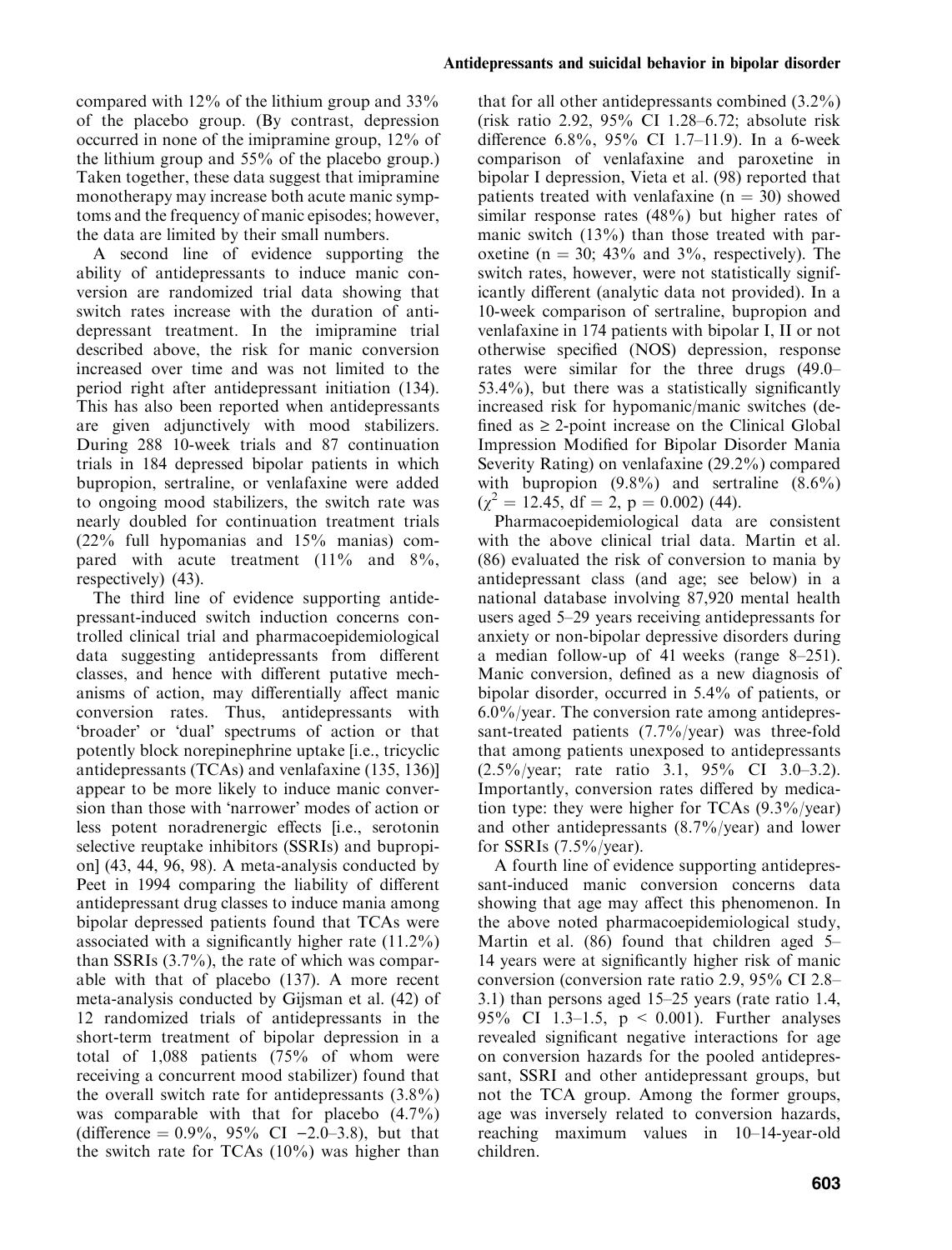compared with 12% of the lithium group and 33% of the placebo group. (By contrast, depression occurred in none of the imipramine group, 12% of the lithium group and 55% of the placebo group.) Taken together, these data suggest that imipramine monotherapy may increase both acute manic symptoms and the frequency of manic episodes; however, the data are limited by their small numbers.

A second line of evidence supporting the ability of antidepressants to induce manic conversion are randomized trial data showing that switch rates increase with the duration of antidepressant treatment. In the imipramine trial described above, the risk for manic conversion increased over time and was not limited to the period right after antidepressant initiation (134). This has also been reported when antidepressants are given adjunctively with mood stabilizers. During 288 10-week trials and 87 continuation trials in 184 depressed bipolar patients in which bupropion, sertraline, or venlafaxine were added to ongoing mood stabilizers, the switch rate was nearly doubled for continuation treatment trials (22% full hypomanias and 15% manias) compared with acute treatment (11% and 8%, respectively) (43).

The third line of evidence supporting antidepressant-induced switch induction concerns controlled clinical trial and pharmacoepidemiological data suggesting antidepressants from different classes, and hence with different putative mechanisms of action, may differentially affect manic conversion rates. Thus, antidepressants with 'broader' or 'dual' spectrums of action or that potently block norepinephrine uptake [i.e., tricyclic antidepressants (TCAs) and venlafaxine (135, 136)] appear to be more likely to induce manic conversion than those with 'narrower' modes of action or less potent noradrenergic effects [i.e., serotonin selective reuptake inhibitors (SSRIs) and bupropion] (43, 44, 96, 98). A meta-analysis conducted by Peet in 1994 comparing the liability of different antidepressant drug classes to induce mania among bipolar depressed patients found that TCAs were associated with a significantly higher rate (11.2%) than SSRIs (3.7%), the rate of which was comparable with that of placebo (137). A more recent meta-analysis conducted by Gijsman et al. (42) of 12 randomized trials of antidepressants in the short-term treatment of bipolar depression in a total of 1,088 patients (75% of whom were receiving a concurrent mood stabilizer) found that the overall switch rate for antidepressants (3.8%) was comparable with that for placebo (4.7%) (difference = 0.9%, 95% CI −2.0–3.8), but that the switch rate for TCAs (10%) was higher than that for all other antidepressants combined (3.2%) (risk ratio 2.92, 95% CI 1.28–6.72; absolute risk difference 6.8%, 95% CI 1.7–11.9). In a 6-week comparison of venlafaxine and paroxetine in bipolar I depression, Vieta et al. (98) reported that patients treated with venlafaxine (n = 30) showed similar response rates (48%) but higher rates of manic switch (13%) than those treated with paroxetine (n = 30; 43% and 3%, respectively). The switch rates, however, were not statistically significantly different (analytic data not provided). In a 10-week comparison of sertraline, bupropion and venlafaxine in 174 patients with bipolar I, II or not otherwise specified (NOS) depression, response rates were similar for the three drugs (49.0–53.4%), but there was a statistically significantly increased risk for hypomanic/manic switches (defined as ≥ 2-point increase on the Clinical Global Impression Modified for Bipolar Disorder Mania Severity Rating) on venlafaxine (29.2%) compared with bupropion (9.8%) and sertraline (8.6%) ($\chi^2 = 12.45$, df = 2, $p = 0.002$) (44).

Pharmacoepidemiological data are consistent with the above clinical trial data. Martin et al. (86) evaluated the risk of conversion to mania by antidepressant class (and age; see below) in a national database involving 87,920 mental health users aged 5–29 years receiving antidepressants for anxiety or non-bipolar depressive disorders during a median follow-up of 41 weeks (range 8–251). Manic conversion, defined as a new diagnosis of bipolar disorder, occurred in 5.4% of patients, or 6.0%/year. The conversion rate among antidepressant-treated patients (7.7%/year) was three-fold that among patients unexposed to antidepressants (2.5%/year; rate ratio 3.1, 95% CI 3.0–3.2). Importantly, conversion rates differed by medication type: they were higher for TCAs (9.3%/year) and other antidepressants (8.7%/year) and lower for SSRIs (7.5%/year).

A fourth line of evidence supporting antidepressant-induced manic conversion concerns data showing that age may affect this phenomenon. In the above noted pharmacoepidemiological study, Martin et al. (86) found that children aged 5–14 years were at significantly higher risk of manic conversion (conversion rate ratio 2.9, 95% CI 2.8–3.1) than persons aged 15–25 years (rate ratio 1.4, 95% CI 1.3–1.5, $p < 0.001$). Further analyses revealed significant negative interactions for age on conversion hazards for the pooled antidepressant, SSRI and other antidepressant groups, but not the TCA group. Among the former groups, age was inversely related to conversion hazards, reaching maximum values in 10–14-year-old children.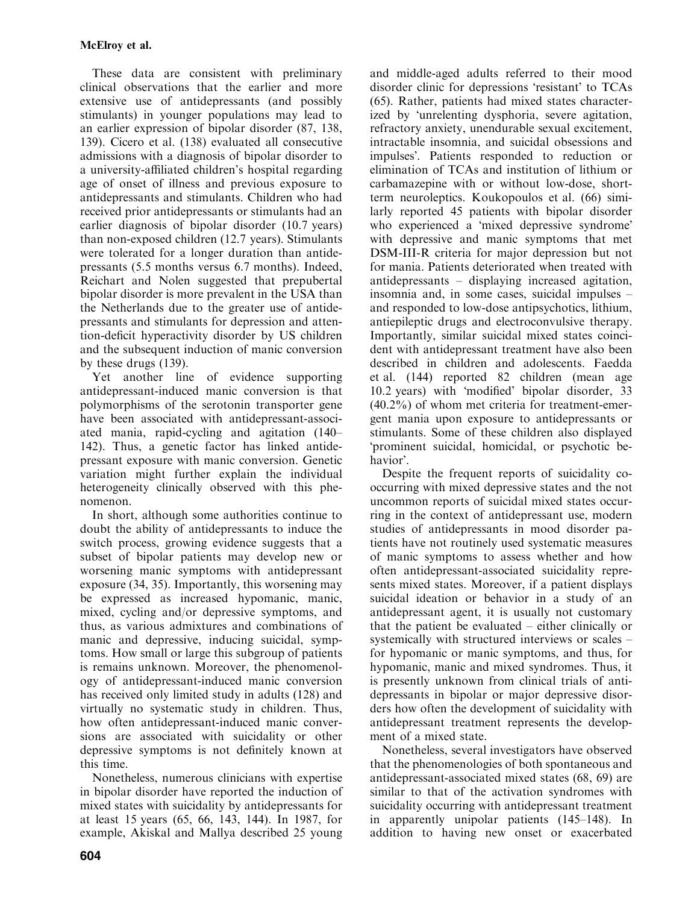These data are consistent with preliminary clinical observations that the earlier and more extensive use of antidepressants (and possibly stimulants) in younger populations may lead to an earlier expression of bipolar disorder (87, 138, 139). Cicero et al. (138) evaluated all consecutive admissions with a diagnosis of bipolar disorder to a university-affiliated children's hospital regarding age of onset of illness and previous exposure to antidepressants and stimulants. Children who had received prior antidepressants or stimulants had an earlier diagnosis of bipolar disorder (10.7 years) than non-exposed children (12.7 years). Stimulants were tolerated for a longer duration than antidepressants (5.5 months versus 6.7 months). Indeed, Reichart and Nolen suggested that prepubertal bipolar disorder is more prevalent in the USA than the Netherlands due to the greater use of antidepressants and stimulants for depression and attention-deficit hyperactivity disorder by US children and the subsequent induction of manic conversion by these drugs (139).

Yet another line of evidence supporting antidepressant-induced manic conversion is that polymorphisms of the serotonin transporter gene have been associated with antidepressant-associated mania, rapid-cycling and agitation (140–142). Thus, a genetic factor has linked antidepressant exposure with manic conversion. Genetic variation might further explain the individual heterogeneity clinically observed with this phenomenon.

In short, although some authorities continue to doubt the ability of antidepressants to induce the switch process, growing evidence suggests that a subset of bipolar patients may develop new or worsening manic symptoms with antidepressant exposure (34, 35). Importantly, this worsening may be expressed as increased hypomanic, manic, mixed, cycling and/or depressive symptoms, and thus, as various admixtures and combinations of manic and depressive, inducing suicidal, symptoms. How small or large this subgroup of patients is remains unknown. Moreover, the phenomenology of antidepressant-induced manic conversion has received only limited study in adults (128) and virtually no systematic study in children. Thus, how often antidepressant-induced manic conversions are associated with suicidality or other depressive symptoms is not definitely known at this time.

Nonetheless, numerous clinicians with expertise in bipolar disorder have reported the induction of mixed states with suicidality by antidepressants for at least 15 years (65, 66, 143, 144). In 1987, for example, Akiskal and Mallya described 25 young and middle-aged adults referred to their mood disorder clinic for depressions 'resistant' to TCAs (65). Rather, patients had mixed states characterized by 'unrelenting dysphoria, severe agitation, refractory anxiety, unendurable sexual excitement, intractable insomnia, and suicidal obsessions and impulses'. Patients responded to reduction or elimination of TCAs and institution of lithium or carbamazepine with or without low-dose, short-term neuroleptics. Koukopoulos et al. (66) similarly reported 45 patients with bipolar disorder who experienced a 'mixed depressive syndrome' with depressive and manic symptoms that met DSM-III-R criteria for major depression but not for mania. Patients deteriorated when treated with antidepressants – displaying increased agitation, insomnia and, in some cases, suicidal impulses – and responded to low-dose antipsychotics, lithium, antiepileptic drugs and electroconvulsive therapy. Importantly, similar suicidal mixed states coincident with antidepressant treatment have also been described in children and adolescents. Faedda et al. (144) reported 82 children (mean age 10.2 years) with 'modified' bipolar disorder, 33 (40.2%) of whom met criteria for treatment-emergent mania upon exposure to antidepressants or stimulants. Some of these children also displayed 'prominent suicidal, homicidal, or psychotic behavior'.

Despite the frequent reports of suicidality co-occurring with mixed depressive states and the not uncommon reports of suicidal mixed states occurring in the context of antidepressant use, modern studies of antidepressants in mood disorder patients have not routinely used systematic measures of manic symptoms to assess whether and how often antidepressant-associated suicidality represents mixed states. Moreover, if a patient displays suicidal ideation or behavior in a study of an antidepressant agent, it is usually not customary that the patient be evaluated – either clinically or systemically with structured interviews or scales – for hypomanic or manic symptoms, and thus, for hypomanic, manic and mixed syndromes. Thus, it is presently unknown from clinical trials of antidepressants in bipolar or major depressive disorders how often the development of suicidality with antidepressant treatment represents the development of a mixed state.

Nonetheless, several investigators have observed that the phenomenologies of both spontaneous and antidepressant-associated mixed states (68, 69) are similar to that of the activation syndromes with suicidality occurring with antidepressant treatment in apparently unipolar patients (145–148). In addition to having new onset or exacerbated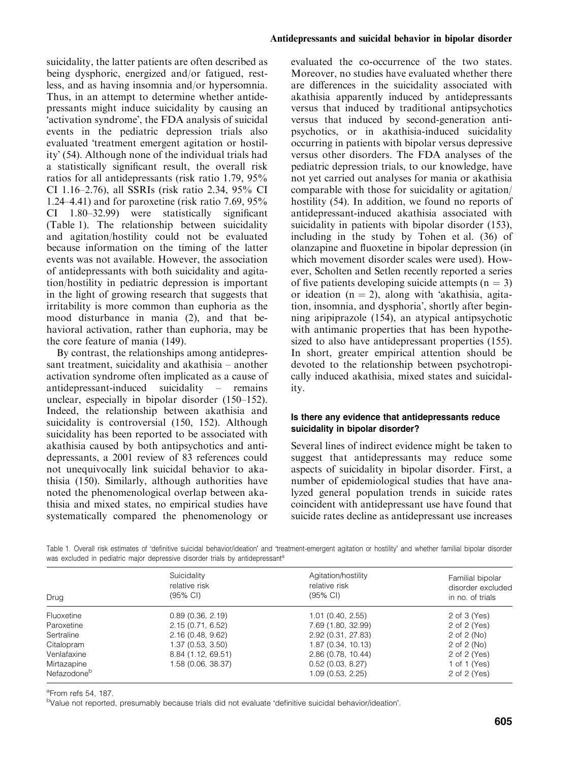suicidality, the latter patients are often described as being dysphoric, energized and/or fatigued, restless, and as having insomnia and/or hypersomnia. Thus, in an attempt to determine whether antidepressants might induce suicidality by causing an 'activation syndrome', the FDA analysis of suicidal events in the pediatric depression trials also evaluated 'treatment emergent agitation or hostility' (54). Although none of the individual trials had a statistically significant result, the overall risk ratios for all antidepressants (risk ratio 1.79, 95% CI 1.16–2.76), all SSRIs (risk ratio 2.34, 95% CI 1.24–4.41) and for paroxetine (risk ratio 7.69, 95% CI 1.80–32.99) were statistically significant (Table 1). The relationship between suicidality and agitation/hostility could not be evaluated because information on the timing of the latter events was not available. However, the association of antidepressants with both suicidality and agitation/hostility in pediatric depression is important in the light of growing research that suggests that irritability is more common than euphoria as the mood disturbance in mania (2), and that behavioral activation, rather than euphoria, may be the core feature of mania (149).

By contrast, the relationships among antidepressant treatment, suicidality and akathisia – another activation syndrome often implicated as a cause of antidepressant-induced suicidality – remains unclear, especially in bipolar disorder (150–152). Indeed, the relationship between akathisia and suicidality is controversial (150, 152). Although suicidality has been reported to be associated with akathisia caused by both antipsychotics and antidepressants, a 2001 review of 83 references could not unequivocally link suicidal behavior to akathisia (150). Similarly, although authorities have noted the phenomenological overlap between akathisia and mixed states, no empirical studies have systematically compared the phenomenology or evaluated the co-occurrence of the two states. Moreover, no studies have evaluated whether there are differences in the suicidality associated with akathisia apparently induced by antidepressants versus that induced by traditional antipsychotics versus that induced by second-generation antipsychotics, or in akathisia-induced suicidality occurring in patients with bipolar versus depressive versus other disorders. The FDA analyses of the pediatric depression trials, to our knowledge, have not yet carried out analyses for mania or akathisia comparable with those for suicidality or agitation/hostility (54). In addition, we found no reports of antidepressant-induced akathisia associated with suicidality in patients with bipolar disorder (153), including in the study by Tohen et al. (36) of olanzapine and fluoxetine in bipolar depression (in which movement disorder scales were used). However, Scholten and Setlen recently reported a series of five patients developing suicide attempts ($n = 3$) or ideation ($n = 2$), along with 'akathisia, agitation, insomnia, and dysphoria', shortly after beginning aripiprazole (154), an atypical antipsychotic with antimanic properties that has been hypothesized to also have antidepressant properties (155). In short, greater empirical attention should be devoted to the relationship between psychotropically induced akathisia, mixed states and suicidality.

#### Is there any evidence that antidepressants reduce suicidality in bipolar disorder?

Several lines of indirect evidence might be taken to suggest that antidepressants may reduce some aspects of suicidality in bipolar disorder. First, a number of epidemiological studies that have analyzed general population trends in suicide rates coincident with antidepressant use have found that suicide rates decline as antidepressant use increases

Table 1. Overall risk estimates of 'definitive suicidal behavior/ideation' and 'treatment-emergent agitation or hostility' and whether familial bipolar disorder was excluded in pediatric major depressive disorder trials by antidepressant[a]

| Drug | Suicidality relative risk (95% CI) | Agitation/hostility relative risk (95% CI) | Familial bipolar disorder excluded in no. of trials |
|---|---|---|---|
| Fluoxetine | 0.89 (0.36, 2.19) | 1.01 (0.40, 2.55) | 2 of 3 (Yes) |
| Paroxetine | 2.15 (0.71, 6.52) | 7.69 (1.80, 32.99) | 2 of 2 (Yes) |
| Sertraline | 2.16 (0.48, 9.62) | 2.92 (0.31, 27.83) | 2 of 2 (No) |
| Citalopram | 1.37 (0.53, 3.50) | 1.87 (0.34, 10.13) | 2 of 2 (No) |
| Venlafaxine | 8.84 (1.12, 69.51) | 2.86 (0.78, 10.44) | 2 of 2 (Yes) |
| Mirtazapine | 1.58 (0.06, 38.37) | 0.52 (0.03, 8.27) | 1 of 1 (Yes) |
| Nefazodone[b] | | 1.09 (0.53, 2.25) | 2 of 2 (Yes) |

[a]From refs 54, 187.

[b]Value not reported, presumably because trials did not evaluate 'definitive suicidal behavior/ideation'.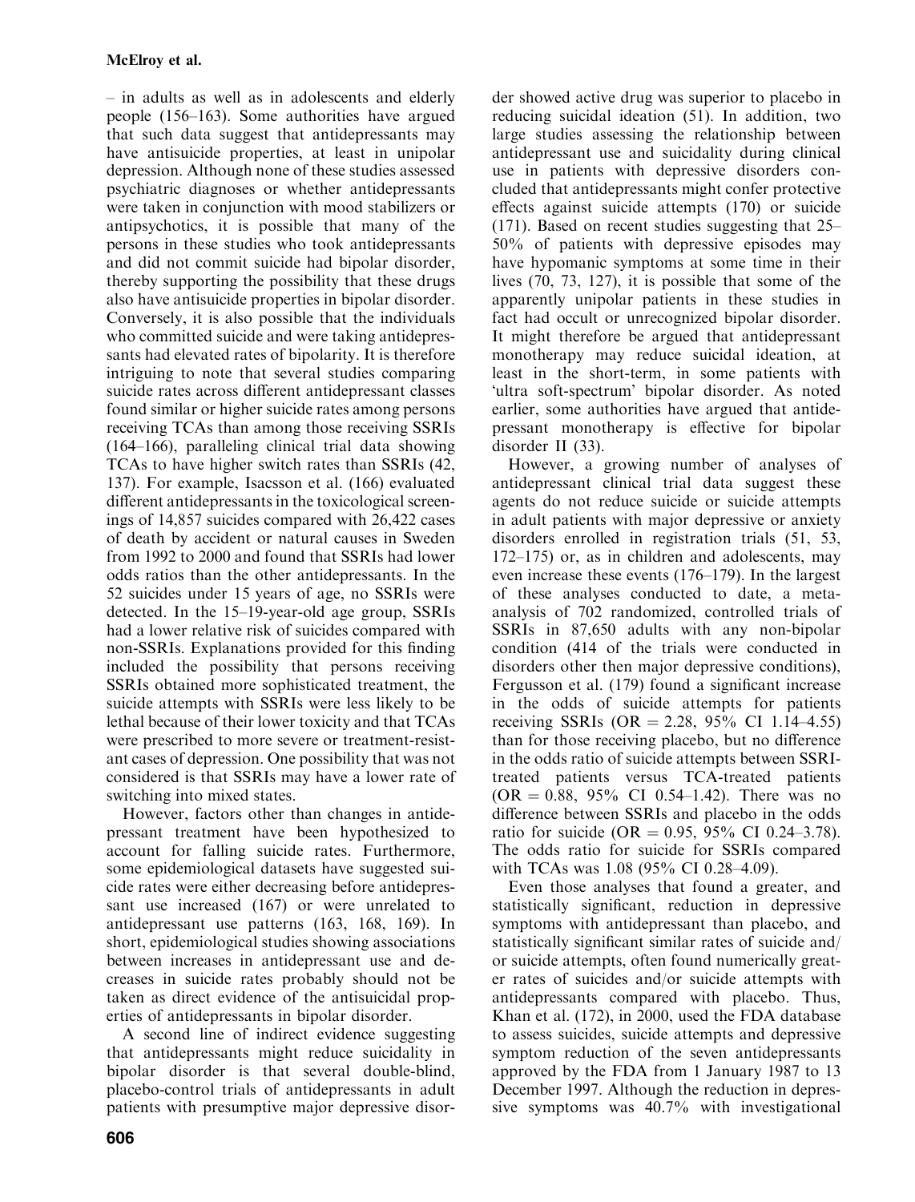– in adults as well as in adolescents and elderly people (156–163). Some authorities have argued that such data suggest that antidepressants may have antisuicide properties, at least in unipolar depression. Although none of these studies assessed psychiatric diagnoses or whether antidepressants were taken in conjunction with mood stabilizers or antipsychotics, it is possible that many of the persons in these studies who took antidepressants and did not commit suicide had bipolar disorder, thereby supporting the possibility that these drugs also have antisuicide properties in bipolar disorder. Conversely, it is also possible that the individuals who committed suicide and were taking antidepressants had elevated rates of bipolarity. It is therefore intriguing to note that several studies comparing suicide rates across different antidepressant classes found similar or higher suicide rates among persons receiving TCAs than among those receiving SSRIs (164–166), paralleling clinical trial data showing TCAs to have higher switch rates than SSRIs (42, 137). For example, Isacsson et al. (166) evaluated different antidepressants in the toxicological screenings of 14,857 suicides compared with 26,422 cases of death by accident or natural causes in Sweden from 1992 to 2000 and found that SSRIs had lower odds ratios than the other antidepressants. In the 52 suicides under 15 years of age, no SSRIs were detected. In the 15–19-year-old age group, SSRIs had a lower relative risk of suicides compared with non-SSRIs. Explanations provided for this finding included the possibility that persons receiving SSRIs obtained more sophisticated treatment, the suicide attempts with SSRIs were less likely to be lethal because of their lower toxicity and that TCAs were prescribed to more severe or treatment-resistant cases of depression. One possibility that was not considered is that SSRIs may have a lower rate of switching into mixed states.

However, factors other than changes in antidepressant treatment have been hypothesized to account for falling suicide rates. Furthermore, some epidemiological datasets have suggested suicide rates were either decreasing before antidepressant use increased (167) or were unrelated to antidepressant use patterns (163, 168, 169). In short, epidemiological studies showing associations between increases in antidepressant use and decreases in suicide rates probably should not be taken as direct evidence of the antisuicidal properties of antidepressants in bipolar disorder.

A second line of indirect evidence suggesting that antidepressants might reduce suicidality in bipolar disorder is that several double-blind, placebo-control trials of antidepressants in adult patients with presumptive major depressive disorder showed active drug was superior to placebo in reducing suicidal ideation (51). In addition, two large studies assessing the relationship between antidepressant use and suicidality during clinical use in patients with depressive disorders concluded that antidepressants might confer protective effects against suicide attempts (170) or suicide (171). Based on recent studies suggesting that 25–50% of patients with depressive episodes may have hypomanic symptoms at some time in their lives (70, 73, 127), it is possible that some of the apparently unipolar patients in these studies in fact had occult or unrecognized bipolar disorder. It might therefore be argued that antidepressant monotherapy may reduce suicidal ideation, at least in the short-term, in some patients with 'ultra soft-spectrum' bipolar disorder. As noted earlier, some authorities have argued that antidepressant monotherapy is effective for bipolar disorder II (33).

However, a growing number of analyses of antidepressant clinical trial data suggest these agents do not reduce suicide or suicide attempts in adult patients with major depressive or anxiety disorders enrolled in registration trials (51, 53, 172–175) or, as in children and adolescents, may even increase these events (176–179). In the largest of these analyses conducted to date, a meta-analysis of 702 randomized, controlled trials of SSRIs in 87,650 adults with any non-bipolar condition (414 of the trials were conducted in disorders other then major depressive conditions), Fergusson et al. (179) found a significant increase in the odds of suicide attempts for patients receiving SSRIs (OR = 2.28, 95% CI 1.14–4.55) than for those receiving placebo, but no difference in the odds ratio of suicide attempts between SSRI-treated patients versus TCA-treated patients (OR = 0.88, 95% CI 0.54–1.42). There was no difference between SSRIs and placebo in the odds ratio for suicide (OR = 0.95, 95% CI 0.24–3.78). The odds ratio for suicide for SSRIs compared with TCAs was 1.08 (95% CI 0.28–4.09).

Even those analyses that found a greater, and statistically significant, reduction in depressive symptoms with antidepressant than placebo, and statistically significant similar rates of suicide and/or suicide attempts, often found numerically greater rates of suicides and/or suicide attempts with antidepressants compared with placebo. Thus, Khan et al. (172), in 2000, used the FDA database to assess suicides, suicide attempts and depressive symptom reduction of the seven antidepressants approved by the FDA from 1 January 1987 to 13 December 1997. Although the reduction in depressive symptoms was 40.7% with investigational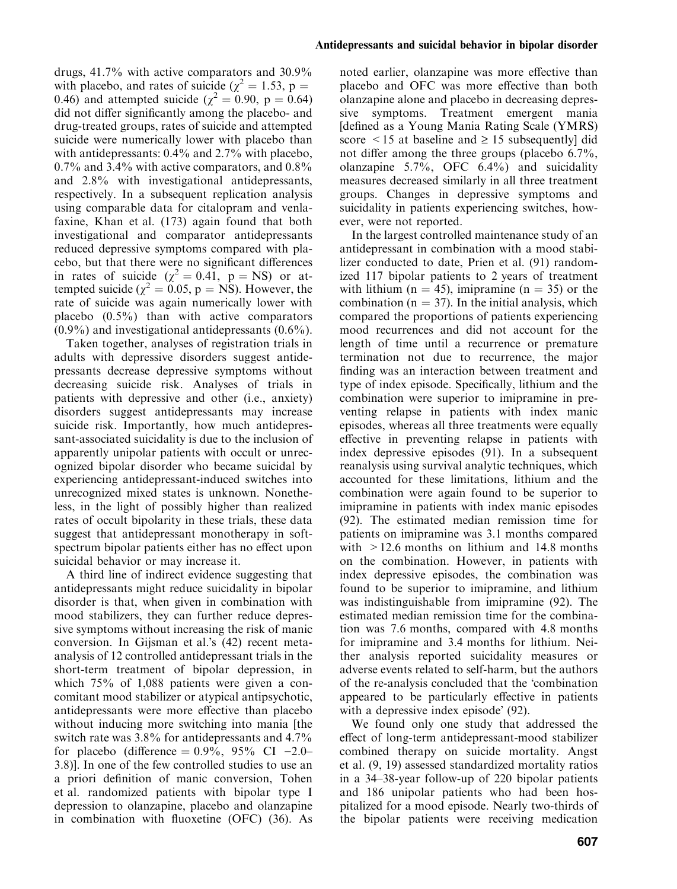drugs, 41.7% with active comparators and 30.9% with placebo, and rates of suicide ($\chi^2 = 1.53$, p = 0.46) and attempted suicide ($\chi^2 = 0.90$, p = 0.64) did not differ significantly among the placebo- and drug-treated groups, rates of suicide and attempted suicide were numerically lower with placebo than with antidepressants: 0.4% and 2.7% with placebo, 0.7% and 3.4% with active comparators, and 0.8% and 2.8% with investigational antidepressants, respectively. In a subsequent replication analysis using comparable data for citalopram and venlafaxine, Khan et al. (173) again found that both investigational and comparator antidepressants reduced depressive symptoms compared with placebo, but that there were no significant differences in rates of suicide ($\chi^2 = 0.41$, p = NS) or attempted suicide ($\chi^2 = 0.05$, p = NS). However, the rate of suicide was again numerically lower with placebo (0.5%) than with active comparators (0.9%) and investigational antidepressants (0.6%).

Taken together, analyses of registration trials in adults with depressive disorders suggest antidepressants decrease depressive symptoms without decreasing suicide risk. Analyses of trials in patients with depressive and other (i.e., anxiety) disorders suggest antidepressants may increase suicide risk. Importantly, how much antidepressant-associated suicidality is due to the inclusion of apparently unipolar patients with occult or unrecognized bipolar disorder who became suicidal by experiencing antidepressant-induced switches into unrecognized mixed states is unknown. Nonetheless, in the light of possibly higher than realized rates of occult bipolarity in these trials, these data suggest that antidepressant monotherapy in soft-spectrum bipolar patients either has no effect upon suicidal behavior or may increase it.

A third line of indirect evidence suggesting that antidepressants might reduce suicidality in bipolar disorder is that, when given in combination with mood stabilizers, they can further reduce depressive symptoms without increasing the risk of manic conversion. In Gijsman et al.'s (42) recent meta-analysis of 12 controlled antidepressant trials in the short-term treatment of bipolar depression, in which 75% of 1,088 patients were given a concomitant mood stabilizer or atypical antipsychotic, antidepressants were more effective than placebo without inducing more switching into mania [the switch rate was 3.8% for antidepressants and 4.7% for placebo (difference = 0.9%, 95% CI −2.0–3.8)]. In one of the few controlled studies to use an a priori definition of manic conversion, Tohen et al. randomized patients with bipolar type I depression to olanzapine, placebo and olanzapine in combination with fluoxetine (OFC) (36). As noted earlier, olanzapine was more effective than placebo and OFC was more effective than both olanzapine alone and placebo in decreasing depressive symptoms. Treatment emergent mania [defined as a Young Mania Rating Scale (YMRS) score < 15 at baseline and ≥ 15 subsequently] did not differ among the three groups (placebo 6.7%, olanzapine 5.7%, OFC 6.4%) and suicidality measures decreased similarly in all three treatment groups. Changes in depressive symptoms and suicidality in patients experiencing switches, however, were not reported.

In the largest controlled maintenance study of an antidepressant in combination with a mood stabilizer conducted to date, Prien et al. (91) randomized 117 bipolar patients to 2 years of treatment with lithium (n = 45), imipramine (n = 35) or the combination (n = 37). In the initial analysis, which compared the proportions of patients experiencing mood recurrences and did not account for the length of time until a recurrence or premature termination not due to recurrence, the major finding was an interaction between treatment and type of index episode. Specifically, lithium and the combination were superior to imipramine in preventing relapse in patients with index manic episodes, whereas all three treatments were equally effective in preventing relapse in patients with index depressive episodes (91). In a subsequent reanalysis using survival analytic techniques, which accounted for these limitations, lithium and the combination were again found to be superior to imipramine in patients with index manic episodes (92). The estimated median remission time for patients on imipramine was 3.1 months compared with > 12.6 months on lithium and 14.8 months on the combination. However, in patients with index depressive episodes, the combination was found to be superior to imipramine, and lithium was indistinguishable from imipramine (92). The estimated median remission time for the combination was 7.6 months, compared with 4.8 months for imipramine and 3.4 months for lithium. Neither analysis reported suicidality measures or adverse events related to self-harm, but the authors of the re-analysis concluded that the 'combination appeared to be particularly effective in patients with a depressive index episode' (92).

We found only one study that addressed the effect of long-term antidepressant-mood stabilizer combined therapy on suicide mortality. Angst et al. (9, 19) assessed standardized mortality ratios in a 34–38-year follow-up of 220 bipolar patients and 186 unipolar patients who had been hospitalized for a mood episode. Nearly two-thirds of the bipolar patients were receiving medication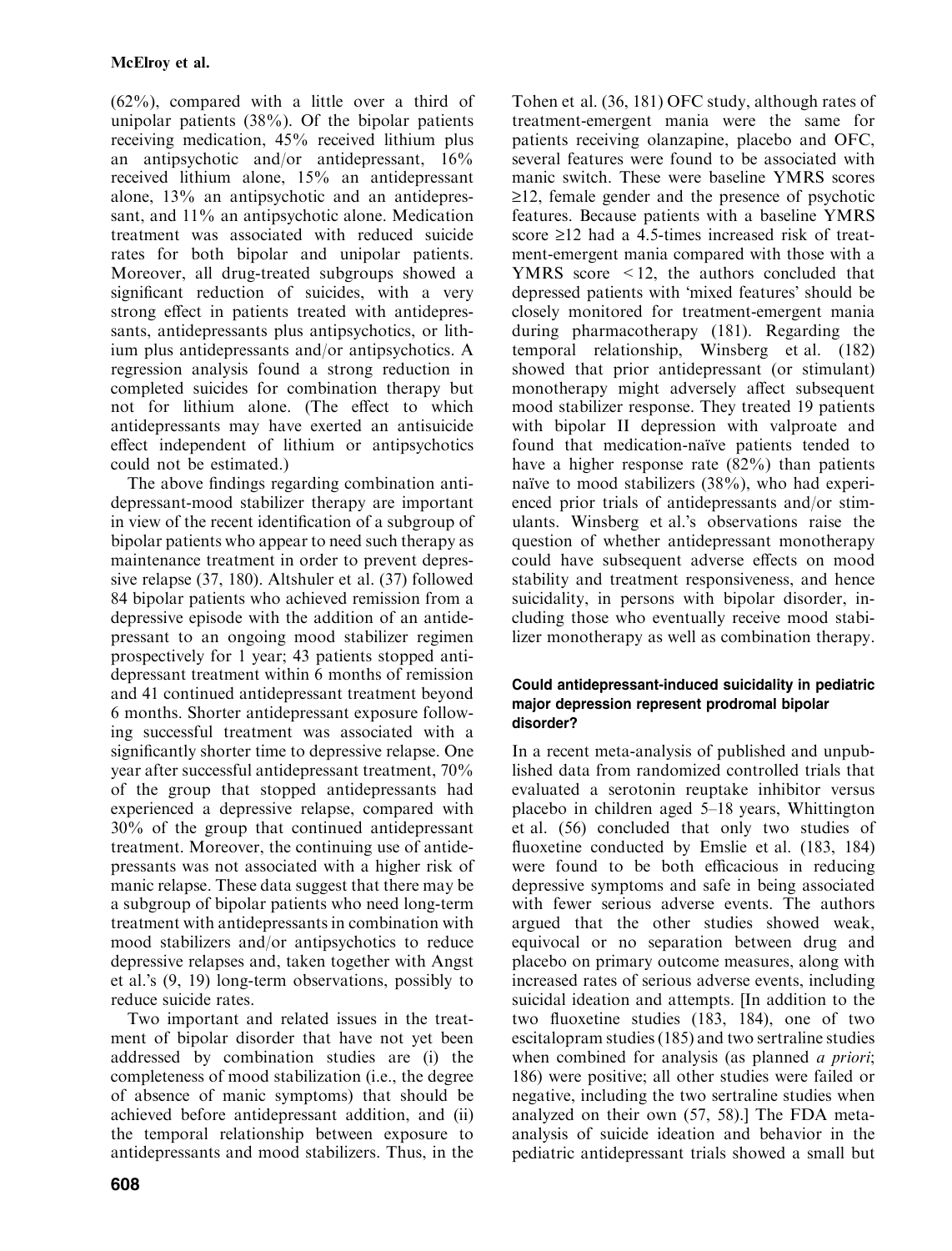(62%), compared with a little over a third of unipolar patients (38%). Of the bipolar patients receiving medication, 45% received lithium plus an antipsychotic and/or antidepressant, 16% received lithium alone, 15% an antidepressant alone, 13% an antipsychotic and an antidepressant, and 11% an antipsychotic alone. Medication treatment was associated with reduced suicide rates for both bipolar and unipolar patients. Moreover, all drug-treated subgroups showed a significant reduction of suicides, with a very strong effect in patients treated with antidepressants, antidepressants plus antipsychotics, or lithium plus antidepressants and/or antipsychotics. A regression analysis found a strong reduction in completed suicides for combination therapy but not for lithium alone. (The effect to which antidepressants may have exerted an antisuicide effect independent of lithium or antipsychotics could not be estimated.)

The above findings regarding combination antidepressant-mood stabilizer therapy are important in view of the recent identification of a subgroup of bipolar patients who appear to need such therapy as maintenance treatment in order to prevent depressive relapse (37, 180). Altshuler et al. (37) followed 84 bipolar patients who achieved remission from a depressive episode with the addition of an antidepressant to an ongoing mood stabilizer regimen prospectively for 1 year; 43 patients stopped antidepressant treatment within 6 months of remission and 41 continued antidepressant treatment beyond 6 months. Shorter antidepressant exposure following successful treatment was associated with a significantly shorter time to depressive relapse. One year after successful antidepressant treatment, 70% of the group that stopped antidepressants had experienced a depressive relapse, compared with 30% of the group that continued antidepressant treatment. Moreover, the continuing use of antidepressants was not associated with a higher risk of manic relapse. These data suggest that there may be a subgroup of bipolar patients who need long-term treatment with antidepressants in combination with mood stabilizers and/or antipsychotics to reduce depressive relapses and, taken together with Angst et al.'s (9, 19) long-term observations, possibly to reduce suicide rates.

Two important and related issues in the treatment of bipolar disorder that have not yet been addressed by combination studies are (i) the completeness of mood stabilization (i.e., the degree of absence of manic symptoms) that should be achieved before antidepressant addition, and (ii) the temporal relationship between exposure to antidepressants and mood stabilizers. Thus, in the Tohen et al. (36, 181) OFC study, although rates of treatment-emergent mania were the same for patients receiving olanzapine, placebo and OFC, several features were found to be associated with manic switch. These were baseline YMRS scores $\geq 12$, female gender and the presence of psychotic features. Because patients with a baseline YMRS score $\geq 12$ had a 4.5-times increased risk of treatment-emergent mania compared with those with a YMRS score $< 12$, the authors concluded that depressed patients with 'mixed features' should be closely monitored for treatment-emergent mania during pharmacotherapy (181). Regarding the temporal relationship, Winsberg et al. (182) showed that prior antidepressant (or stimulant) monotherapy might adversely affect subsequent mood stabilizer response. They treated 19 patients with bipolar II depression with valproate and found that medication-naïve patients tended to have a higher response rate (82%) than patients naïve to mood stabilizers (38%), who had experienced prior trials of antidepressants and/or stimulants. Winsberg et al.'s observations raise the question of whether antidepressant monotherapy could have subsequent adverse effects on mood stability and treatment responsiveness, and hence suicidality, in persons with bipolar disorder, including those who eventually receive mood stabilizer monotherapy as well as combination therapy.

### Could antidepressant-induced suicidality in pediatric major depression represent prodromal bipolar disorder?

In a recent meta-analysis of published and unpublished data from randomized controlled trials that evaluated a serotonin reuptake inhibitor versus placebo in children aged 5–18 years, Whittington et al. (56) concluded that only two studies of fluoxetine conducted by Emslie et al. (183, 184) were found to be both efficacious in reducing depressive symptoms and safe in being associated with fewer serious adverse events. The authors argued that the other studies showed weak, equivocal or no separation between drug and placebo on primary outcome measures, along with increased rates of serious adverse events, including suicidal ideation and attempts. [In addition to the two fluoxetine studies (183, 184), one of two escitalopram studies (185) and two sertraline studies when combined for analysis (as planned *a priori*; 186) were positive; all other studies were failed or negative, including the two sertraline studies when analyzed on their own (57, 58).] The FDA meta-analysis of suicide ideation and behavior in the pediatric antidepressant trials showed a small but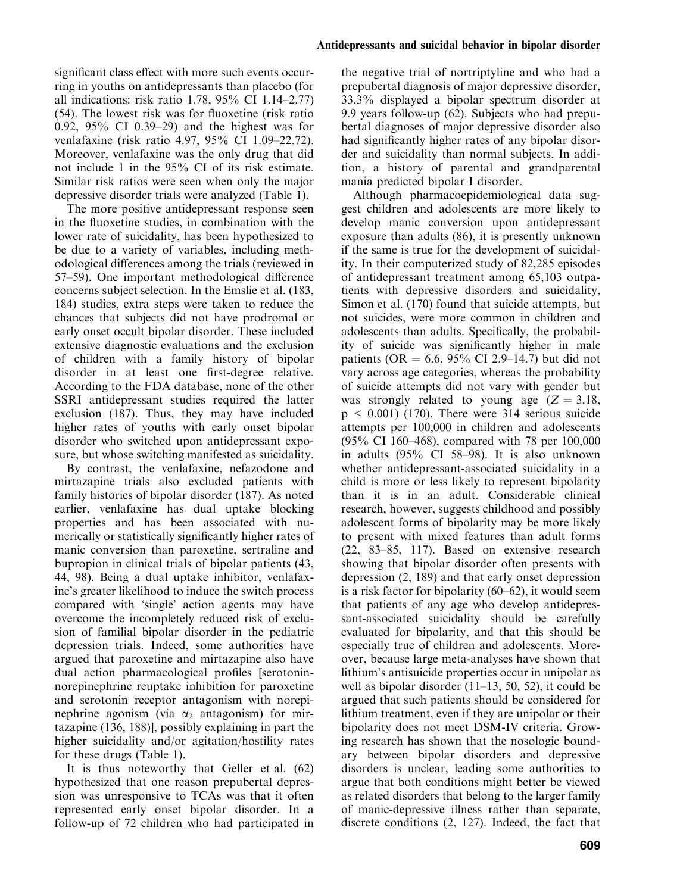significant class effect with more such events occurring in youths on antidepressants than placebo (for all indications: risk ratio 1.78, 95% CI 1.14–2.77) (54). The lowest risk was for fluoxetine (risk ratio 0.92, 95% CI 0.39–29) and the highest was for venlafaxine (risk ratio 4.97, 95% CI 1.09–22.72). Moreover, venlafaxine was the only drug that did not include 1 in the 95% CI of its risk estimate. Similar risk ratios were seen when only the major depressive disorder trials were analyzed (Table 1).

The more positive antidepressant response seen in the fluoxetine studies, in combination with the lower rate of suicidality, has been hypothesized to be due to a variety of variables, including methodological differences among the trials (reviewed in 57–59). One important methodological difference concerns subject selection. In the Emslie et al. (183, 184) studies, extra steps were taken to reduce the chances that subjects did not have prodromal or early onset occult bipolar disorder. These included extensive diagnostic evaluations and the exclusion of children with a family history of bipolar disorder in at least one first-degree relative. According to the FDA database, none of the other SSRI antidepressant studies required the latter exclusion (187). Thus, they may have included higher rates of youths with early onset bipolar disorder who switched upon antidepressant exposure, but whose switching manifested as suicidality.

By contrast, the venlafaxine, nefazodone and mirtazapine trials also excluded patients with family histories of bipolar disorder (187). As noted earlier, venlafaxine has dual uptake blocking properties and has been associated with numerically or statistically significantly higher rates of manic conversion than paroxetine, sertraline and bupropion in clinical trials of bipolar patients (43, 44, 98). Being a dual uptake inhibitor, venlafaxine's greater likelihood to induce the switch process compared with 'single' action agents may have overcome the incompletely reduced risk of exclusion of familial bipolar disorder in the pediatric depression trials. Indeed, some authorities have argued that paroxetine and mirtazapine also have dual action pharmacological profiles [serotonin-norepinephrine reuptake inhibition for paroxetine and serotonin receptor antagonism with norepinephrine agonism (via $\alpha_2$ antagonism) for mirtazapine (136, 188)], possibly explaining in part the higher suicidality and/or agitation/hostility rates for these drugs (Table 1).

It is thus noteworthy that Geller et al. (62) hypothesized that one reason prepubertal depression was unresponsive to TCAs was that it often represented early onset bipolar disorder. In a follow-up of 72 children who had participated in the negative trial of nortriptyline and who had a prepubertal diagnosis of major depressive disorder, 33.3% displayed a bipolar spectrum disorder at 9.9 years follow-up (62). Subjects who had prepubertal diagnoses of major depressive disorder also had significantly higher rates of any bipolar disorder and suicidality than normal subjects. In addition, a history of parental and grandparental mania predicted bipolar I disorder.

Although pharmacoepidemiological data suggest children and adolescents are more likely to develop manic conversion upon antidepressant exposure than adults (86), it is presently unknown if the same is true for the development of suicidality. In their computerized study of 82,285 episodes of antidepressant treatment among 65,103 outpatients with depressive disorders and suicidality, Simon et al. (170) found that suicide attempts, but not suicides, were more common in children and adolescents than adults. Specifically, the probability of suicide was significantly higher in male patients (OR = 6.6, 95% CI 2.9–14.7) but did not vary across age categories, whereas the probability of suicide attempts did not vary with gender but was strongly related to young age ($Z = 3.18$, $p < 0.001$) (170). There were 314 serious suicide attempts per 100,000 in children and adolescents (95% CI 160–468), compared with 78 per 100,000 in adults (95% CI 58–98). It is also unknown whether antidepressant-associated suicidality in a child is more or less likely to represent bipolarity than it is in an adult. Considerable clinical research, however, suggests childhood and possibly adolescent forms of bipolarity may be more likely to present with mixed features than adult forms (22, 83–85, 117). Based on extensive research showing that bipolar disorder often presents with depression (2, 189) and that early onset depression is a risk factor for bipolarity (60–62), it would seem that patients of any age who develop antidepressant-associated suicidality should be carefully evaluated for bipolarity, and that this should be especially true of children and adolescents. Moreover, because large meta-analyses have shown that lithium's antisuicide properties occur in unipolar as well as bipolar disorder (11–13, 50, 52), it could be argued that such patients should be considered for lithium treatment, even if they are unipolar or their bipolarity does not meet DSM-IV criteria. Growing research has shown that the nosologic boundary between bipolar disorders and depressive disorders is unclear, leading some authorities to argue that both conditions might better be viewed as related disorders that belong to the larger family of manic-depressive illness rather than separate, discrete conditions (2, 127). Indeed, the fact that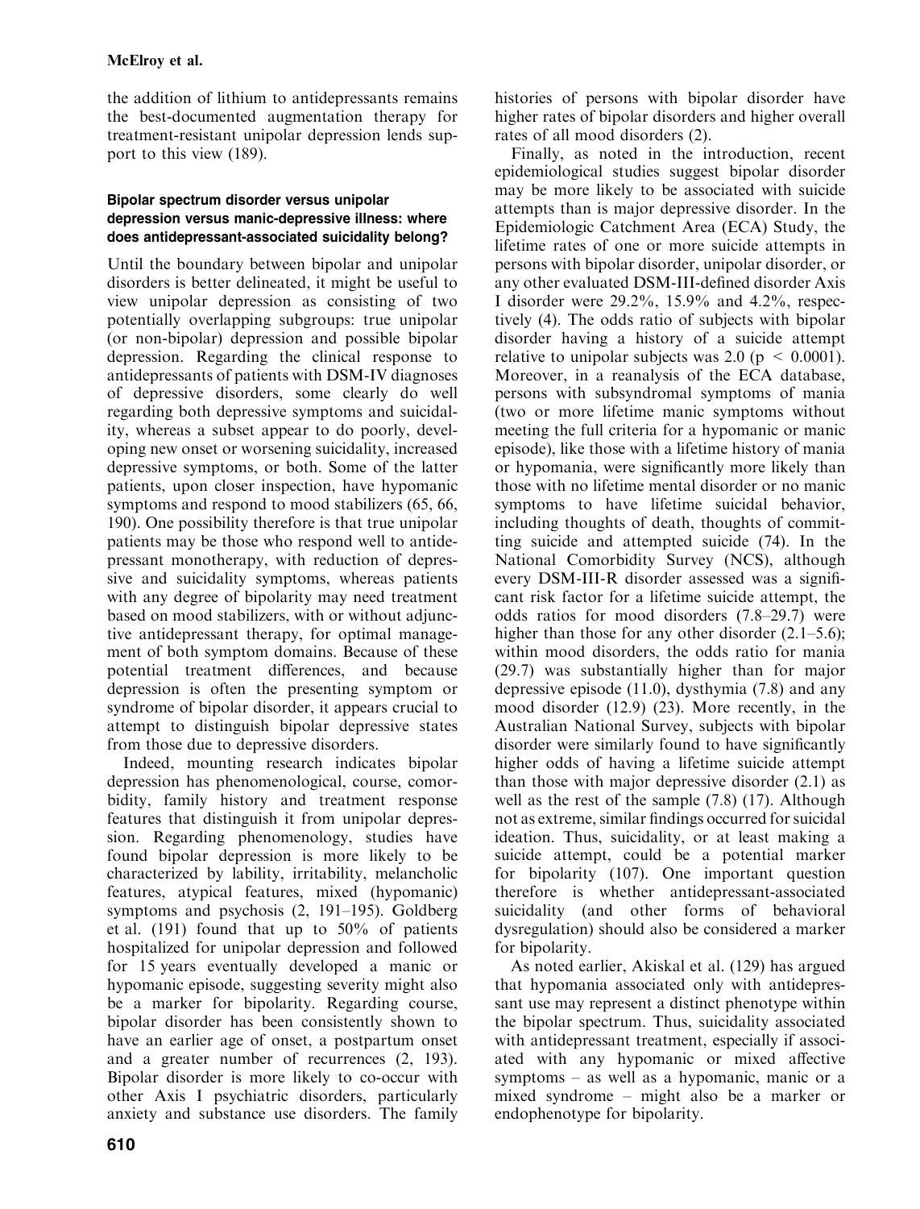the addition of lithium to antidepressants remains the best-documented augmentation therapy for treatment-resistant unipolar depression lends support to this view (189).

### Bipolar spectrum disorder versus unipolar depression versus manic-depressive illness: where does antidepressant-associated suicidality belong?

Until the boundary between bipolar and unipolar disorders is better delineated, it might be useful to view unipolar depression as consisting of two potentially overlapping subgroups: true unipolar (or non-bipolar) depression and possible bipolar depression. Regarding the clinical response to antidepressants of patients with DSM-IV diagnoses of depressive disorders, some clearly do well regarding both depressive symptoms and suicidality, whereas a subset appear to do poorly, developing new onset or worsening suicidality, increased depressive symptoms, or both. Some of the latter patients, upon closer inspection, have hypomanic symptoms and respond to mood stabilizers (65, 66, 190). One possibility therefore is that true unipolar patients may be those who respond well to antidepressant monotherapy, with reduction of depressive and suicidality symptoms, whereas patients with any degree of bipolarity may need treatment based on mood stabilizers, with or without adjunctive antidepressant therapy, for optimal management of both symptom domains. Because of these potential treatment differences, and because depression is often the presenting symptom or syndrome of bipolar disorder, it appears crucial to attempt to distinguish bipolar depressive states from those due to depressive disorders.

Indeed, mounting research indicates bipolar depression has phenomenological, course, comorbidity, family history and treatment response features that distinguish it from unipolar depression. Regarding phenomenology, studies have found bipolar depression is more likely to be characterized by lability, irritability, melancholic features, atypical features, mixed (hypomanic) symptoms and psychosis (2, 191–195). Goldberg et al. (191) found that up to 50% of patients hospitalized for unipolar depression and followed for 15 years eventually developed a manic or hypomanic episode, suggesting severity might also be a marker for bipolarity. Regarding course, bipolar disorder has been consistently shown to have an earlier age of onset, a postpartum onset and a greater number of recurrences (2, 193). Bipolar disorder is more likely to co-occur with other Axis I psychiatric disorders, particularly anxiety and substance use disorders. The family histories of persons with bipolar disorder have higher rates of bipolar disorders and higher overall rates of all mood disorders (2).

Finally, as noted in the introduction, recent epidemiological studies suggest bipolar disorder may be more likely to be associated with suicide attempts than is major depressive disorder. In the Epidemiologic Catchment Area (ECA) Study, the lifetime rates of one or more suicide attempts in persons with bipolar disorder, unipolar disorder, or any other evaluated DSM-III-defined disorder Axis I disorder were 29.2%, 15.9% and 4.2%, respectively (4). The odds ratio of subjects with bipolar disorder having a history of a suicide attempt relative to unipolar subjects was 2.0 ($p < 0.0001$). Moreover, in a reanalysis of the ECA database, persons with subsyndromal symptoms of mania (two or more lifetime manic symptoms without meeting the full criteria for a hypomanic or manic episode), like those with a lifetime history of mania or hypomania, were significantly more likely than those with no lifetime mental disorder or no manic symptoms to have lifetime suicidal behavior, including thoughts of death, thoughts of committing suicide and attempted suicide (74). In the National Comorbidity Survey (NCS), although every DSM-III-R disorder assessed was a significant risk factor for a lifetime suicide attempt, the odds ratios for mood disorders (7.8–29.7) were higher than those for any other disorder (2.1–5.6); within mood disorders, the odds ratio for mania (29.7) was substantially higher than for major depressive episode (11.0), dysthymia (7.8) and any mood disorder (12.9) (23). More recently, in the Australian National Survey, subjects with bipolar disorder were similarly found to have significantly higher odds of having a lifetime suicide attempt than those with major depressive disorder (2.1) as well as the rest of the sample (7.8) (17). Although not as extreme, similar findings occurred for suicidal ideation. Thus, suicidality, or at least making a suicide attempt, could be a potential marker for bipolarity (107). One important question therefore is whether antidepressant-associated suicidality (and other forms of behavioral dysregulation) should also be considered a marker for bipolarity.

As noted earlier, Akiskal et al. (129) has argued that hypomania associated only with antidepressant use may represent a distinct phenotype within the bipolar spectrum. Thus, suicidality associated with antidepressant treatment, especially if associated with any hypomanic or mixed affective symptoms – as well as a hypomanic, manic or a mixed syndrome – might also be a marker or endophenotype for bipolarity.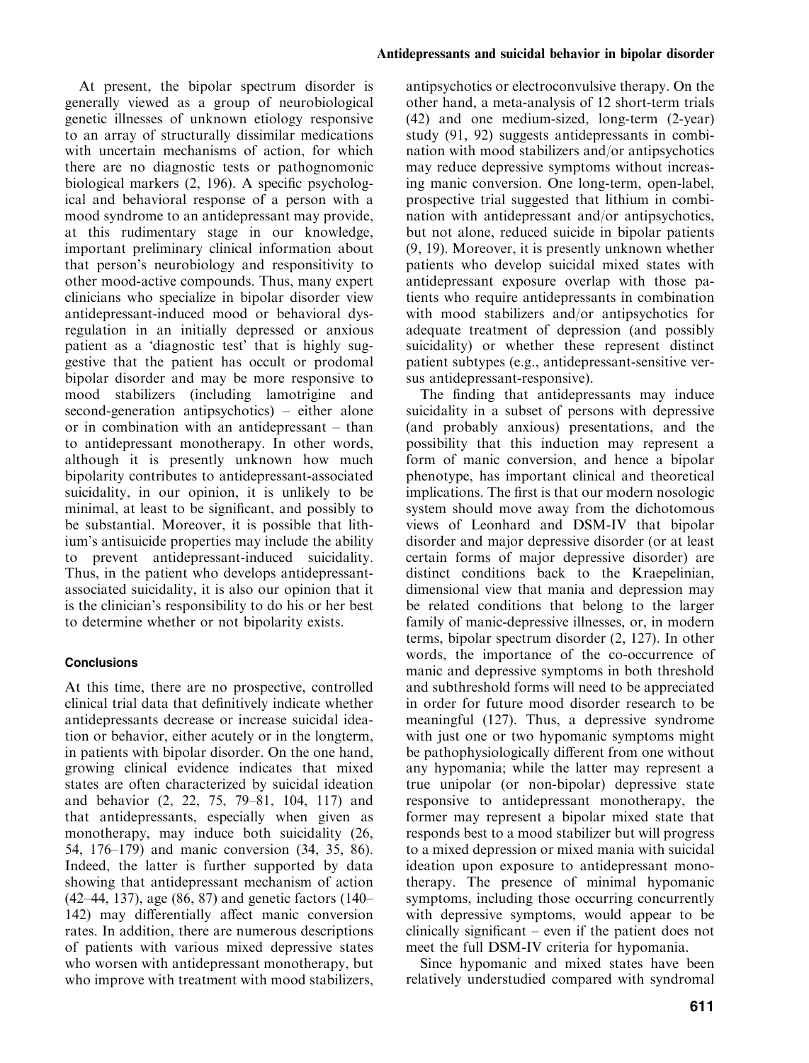At present, the bipolar spectrum disorder is generally viewed as a group of neurobiological genetic illnesses of unknown etiology responsive to an array of structurally dissimilar medications with uncertain mechanisms of action, for which there are no diagnostic tests or pathognomonic biological markers (2, 196). A specific psychological and behavioral response of a person with a mood syndrome to an antidepressant may provide, at this rudimentary stage in our knowledge, important preliminary clinical information about that person's neurobiology and responsitivity to other mood-active compounds. Thus, many expert clinicians who specialize in bipolar disorder view antidepressant-induced mood or behavioral dysregulation in an initially depressed or anxious patient as a 'diagnostic test' that is highly suggestive that the patient has occult or prodomal bipolar disorder and may be more responsive to mood stabilizers (including lamotrigine and second-generation antipsychotics) – either alone or in combination with an antidepressant – than to antidepressant monotherapy. In other words, although it is presently unknown how much bipolarity contributes to antidepressant-associated suicidality, in our opinion, it is unlikely to be minimal, at least to be significant, and possibly to be substantial. Moreover, it is possible that lithium's antisuicide properties may include the ability to prevent antidepressant-induced suicidality. Thus, in the patient who develops antidepressant-associated suicidality, it is also our opinion that it is the clinician's responsibility to do his or her best to determine whether or not bipolarity exists.

## Conclusions

At this time, there are no prospective, controlled clinical trial data that definitively indicate whether antidepressants decrease or increase suicidal ideation or behavior, either acutely or in the longterm, in patients with bipolar disorder. On the one hand, growing clinical evidence indicates that mixed states are often characterized by suicidal ideation and behavior (2, 22, 75, 79–81, 104, 117) and that antidepressants, especially when given as monotherapy, may induce both suicidality (26, 54, 176–179) and manic conversion (34, 35, 86). Indeed, the latter is further supported by data showing that antidepressant mechanism of action (42–44, 137), age (86, 87) and genetic factors (140–142) may differentially affect manic conversion rates. In addition, there are numerous descriptions of patients with various mixed depressive states who worsen with antidepressant monotherapy, but who improve with treatment with mood stabilizers, antipsychotics or electroconvulsive therapy. On the other hand, a meta-analysis of 12 short-term trials (42) and one medium-sized, long-term (2-year) study (91, 92) suggests antidepressants in combination with mood stabilizers and/or antipsychotics may reduce depressive symptoms without increasing manic conversion. One long-term, open-label, prospective trial suggested that lithium in combination with antidepressant and/or antipsychotics, but not alone, reduced suicide in bipolar patients (9, 19). Moreover, it is presently unknown whether patients who develop suicidal mixed states with antidepressant exposure overlap with those patients who require antidepressants in combination with mood stabilizers and/or antipsychotics for adequate treatment of depression (and possibly suicidality) or whether these represent distinct patient subtypes (e.g., antidepressant-sensitive versus antidepressant-responsive).

The finding that antidepressants may induce suicidality in a subset of persons with depressive (and probably anxious) presentations, and the possibility that this induction may represent a form of manic conversion, and hence a bipolar phenotype, has important clinical and theoretical implications. The first is that our modern nosologic system should move away from the dichotomous views of Leonhard and DSM-IV that bipolar disorder and major depressive disorder (or at least certain forms of major depressive disorder) are distinct conditions back to the Kraepelinian, dimensional view that mania and depression may be related conditions that belong to the larger family of manic-depressive illnesses, or, in modern terms, bipolar spectrum disorder (2, 127). In other words, the importance of the co-occurrence of manic and depressive symptoms in both threshold and subthreshold forms will need to be appreciated in order for future mood disorder research to be meaningful (127). Thus, a depressive syndrome with just one or two hypomanic symptoms might be pathophysiologically different from one without any hypomania; while the latter may represent a true unipolar (or non-bipolar) depressive state responsive to antidepressant monotherapy, the former may represent a bipolar mixed state that responds best to a mood stabilizer but will progress to a mixed depression or mixed mania with suicidal ideation upon exposure to antidepressant monotherapy. The presence of minimal hypomanic symptoms, including those occurring concurrently with depressive symptoms, would appear to be clinically significant – even if the patient does not meet the full DSM-IV criteria for hypomania.

Since hypomanic and mixed states have been relatively understudied compared with syndromal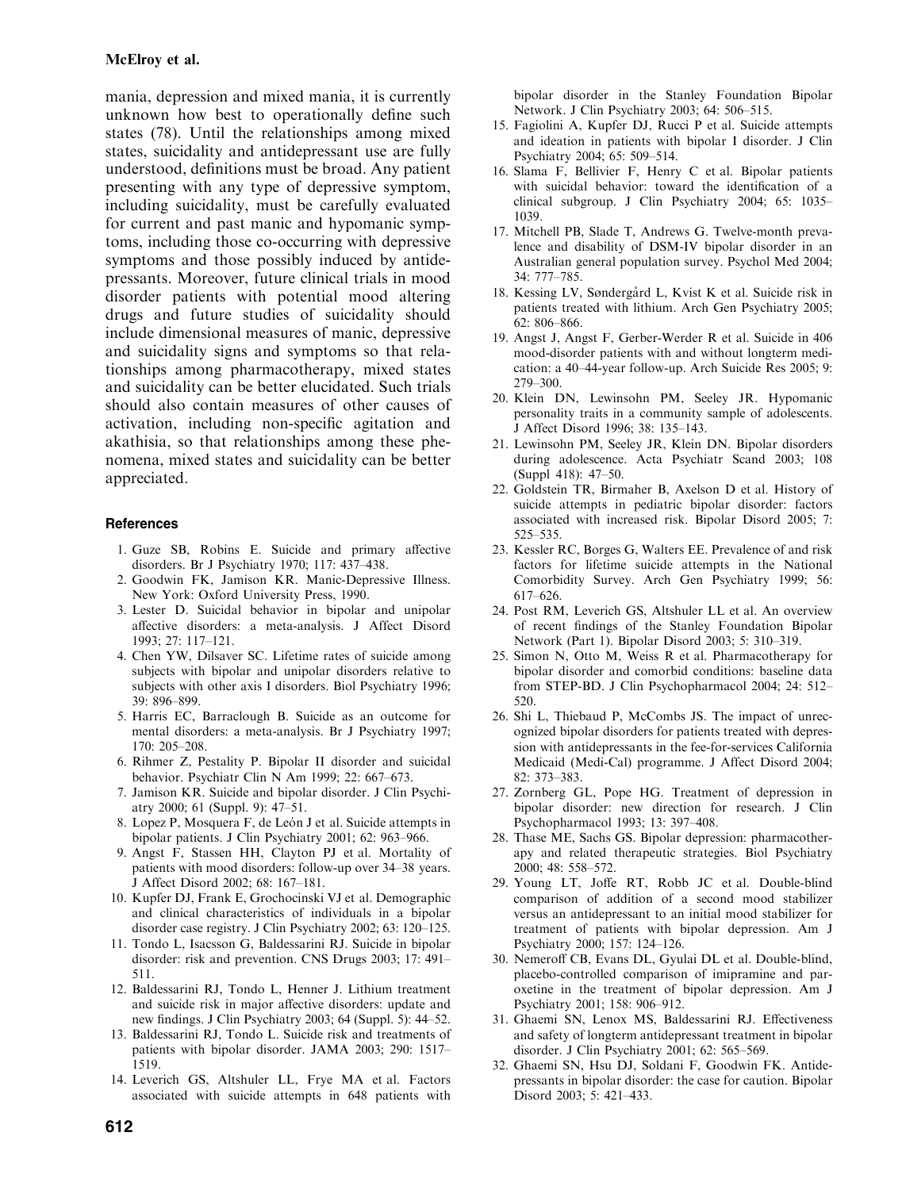mania, depression and mixed mania, it is currently unknown how best to operationally define such states (78). Until the relationships among mixed states, suicidality and antidepressant use are fully understood, definitions must be broad. Any patient presenting with any type of depressive symptom, including suicidality, must be carefully evaluated for current and past manic and hypomanic symptoms, including those co-occurring with depressive symptoms and those possibly induced by antidepressants. Moreover, future clinical trials in mood disorder patients with potential mood altering drugs and future studies of suicidality should include dimensional measures of manic, depressive and suicidality signs and symptoms so that relationships among pharmacotherapy, mixed states and suicidality can be better elucidated. Such trials should also contain measures of other causes of activation, including non-specific agitation and akathisia, so that relationships among these phenomena, mixed states and suicidality can be better appreciated.

## References

1. Guze SB, Robins E. Suicide and primary affective disorders. Br J Psychiatry 1970; 117: 437–438.
2. Goodwin FK, Jamison KR. Manic-Depressive Illness. New York: Oxford University Press, 1990.
3. Lester D. Suicidal behavior in bipolar and unipolar affective disorders: a meta-analysis. J Affect Disord 1993; 27: 117–121.
4. Chen YW, Dilsaver SC. Lifetime rates of suicide among subjects with bipolar and unipolar disorders relative to subjects with other axis I disorders. Biol Psychiatry 1996; 39: 896–899.
5. Harris EC, Barraclough B. Suicide as an outcome for mental disorders: a meta-analysis. Br J Psychiatry 1997; 170: 205–208.
6. Rihmer Z, Pestality P. Bipolar II disorder and suicidal behavior. Psychiatr Clin N Am 1999; 22: 667–673.
7. Jamison KR. Suicide and bipolar disorder. J Clin Psychiatry 2000; 61 (Suppl. 9): 47–51.
8. Lopez P, Mosquera F, de León J et al. Suicide attempts in bipolar patients. J Clin Psychiatry 2001; 62: 963–966.
9. Angst F, Stassen HH, Clayton PJ et al. Mortality of patients with mood disorders: follow-up over 34–38 years. J Affect Disord 2002; 68: 167–181.
10. Kupfer DJ, Frank E, Grochocinski VJ et al. Demographic and clinical characteristics of individuals in a bipolar disorder case registry. J Clin Psychiatry 2002; 63: 120–125.
11. Tondo L, Isacsson G, Baldessarini RJ. Suicide in bipolar disorder: risk and prevention. CNS Drugs 2003; 17: 491–511.
12. Baldessarini RJ, Tondo L, Henner J. Lithium treatment and suicide risk in major affective disorders: update and new findings. J Clin Psychiatry 2003; 64 (Suppl. 5): 44–52.
13. Baldessarini RJ, Tondo L. Suicide risk and treatments of patients with bipolar disorder. JAMA 2003; 290: 1517–1519.
14. Leverich GS, Altshuler LL, Frye MA et al. Factors associated with suicide attempts in 648 patients with bipolar disorder in the Stanley Foundation Bipolar Network. J Clin Psychiatry 2003; 64: 506–515.
15. Fagiolini A, Kupfer DJ, Rucci P et al. Suicide attempts and ideation in patients with bipolar I disorder. J Clin Psychiatry 2004; 65: 509–514.
16. Slama F, Bellivier F, Henry C et al. Bipolar patients with suicidal behavior: toward the identification of a clinical subgroup. J Clin Psychiatry 2004; 65: 1035–1039.
17. Mitchell PB, Slade T, Andrews G. Twelve-month prevalence and disability of DSM-IV bipolar disorder in an Australian general population survey. Psychol Med 2004; 34: 777–785.
18. Kessing LV, Søndergård L, Kvist K et al. Suicide risk in patients treated with lithium. Arch Gen Psychiatry 2005; 62: 806–866.
19. Angst J, Angst F, Gerber-Werder R et al. Suicide in 406 mood-disorder patients with and without longterm medication: a 40–44-year follow-up. Arch Suicide Res 2005; 9: 279–300.
20. Klein DN, Lewinsohn PM, Seeley JR. Hypomanic personality traits in a community sample of adolescents. J Affect Disord 1996; 38: 135–143.
21. Lewinsohn PM, Seeley JR, Klein DN. Bipolar disorders during adolescence. Acta Psychiatr Scand 2003; 108 (Suppl 418): 47–50.
22. Goldstein TR, Birmaher B, Axelson D et al. History of suicide attempts in pediatric bipolar disorder: factors associated with increased risk. Bipolar Disord 2005; 7: 525–535.
23. Kessler RC, Borges G, Walters EE. Prevalence of and risk factors for lifetime suicide attempts in the National Comorbidity Survey. Arch Gen Psychiatry 1999; 56: 617–626.
24. Post RM, Leverich GS, Altshuler LL et al. An overview of recent findings of the Stanley Foundation Bipolar Network (Part 1). Bipolar Disord 2003; 5: 310–319.
25. Simon N, Otto M, Weiss R et al. Pharmacotherapy for bipolar disorder and comorbid conditions: baseline data from STEP-BD. J Clin Psychopharmacol 2004; 24: 512–520.
26. Shi L, Thiebaud P, McCombs JS. The impact of unrecognized bipolar disorders for patients treated with depression with antidepressants in the fee-for-services California Medicaid (Medi-Cal) programme. J Affect Disord 2004; 82: 373–383.
27. Zornberg GL, Pope HG. Treatment of depression in bipolar disorder: new direction for research. J Clin Psychopharmacol 1993; 13: 397–408.
28. Thase ME, Sachs GS. Bipolar depression: pharmacotherapy and related therapeutic strategies. Biol Psychiatry 2000; 48: 558–572.
29. Young LT, Joffe RT, Robb JC et al. Double-blind comparison of addition of a second mood stabilizer versus an antidepressant to an initial mood stabilizer for treatment of patients with bipolar depression. Am J Psychiatry 2000; 157: 124–126.
30. Nemeroff CB, Evans DL, Gyulai DL et al. Double-blind, placebo-controlled comparison of imipramine and paroxetine in the treatment of bipolar depression. Am J Psychiatry 2001; 158: 906–912.
31. Ghaemi SN, Lenox MS, Baldessarini RJ. Effectiveness and safety of longterm antidepressant treatment in bipolar disorder. J Clin Psychiatry 2001; 62: 565–569.
32. Ghaemi SN, Hsu DJ, Soldani F, Goodwin FK. Antidepressants in bipolar disorder: the case for caution. Bipolar Disord 2003; 5: 421–433.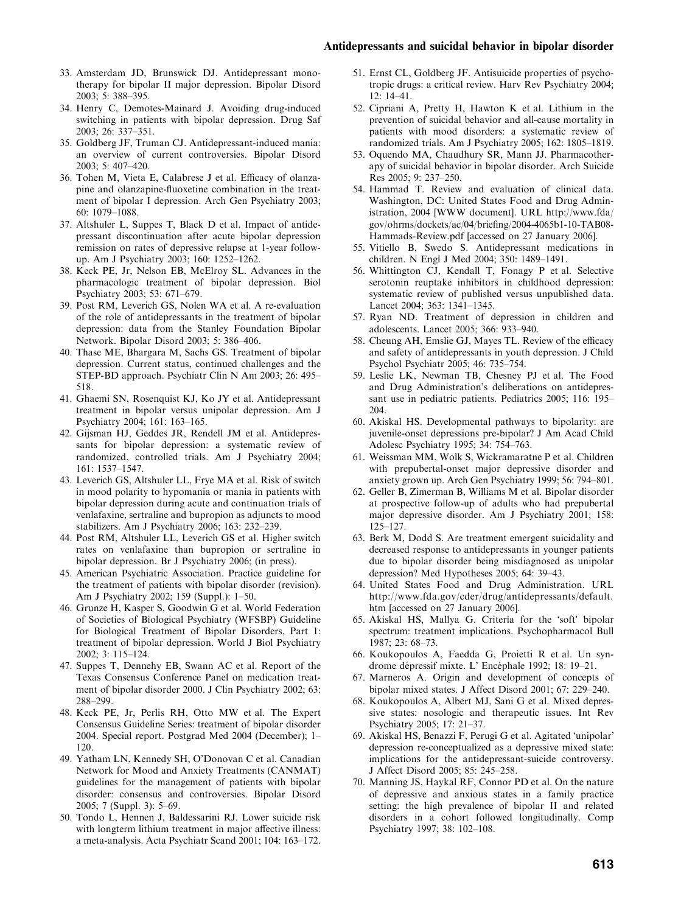33. Amsterdam JD, Brunswick DJ. Antidepressant monotherapy for bipolar II major depression. Bipolar Disord 2003; 5: 388–395.
34. Henry C, Demotes-Mainard J. Avoiding drug-induced switching in patients with bipolar depression. Drug Saf 2003; 26: 337–351.
35. Goldberg JF, Truman CJ. Antidepressant-induced mania: an overview of current controversies. Bipolar Disord 2003; 5: 407–420.
36. Tohen M, Vieta E, Calabrese J et al. Efficacy of olanzapine and olanzapine-fluoxetine combination in the treatment of bipolar I depression. Arch Gen Psychiatry 2003; 60: 1079–1088.
37. Altshuler L, Suppes T, Black D et al. Impact of antidepressant discontinuation after acute bipolar depression remission on rates of depressive relapse at 1-year follow-up. Am J Psychiatry 2003; 160: 1252–1262.
38. Keck PE, Jr, Nelson EB, McElroy SL. Advances in the pharmacologic treatment of bipolar depression. Biol Psychiatry 2003; 53: 671–679.
39. Post RM, Leverich GS, Nolen WA et al. A re-evaluation of the role of antidepressants in the treatment of bipolar depression: data from the Stanley Foundation Bipolar Network. Bipolar Disord 2003; 5: 386–406.
40. Thase ME, Bhargara M, Sachs GS. Treatment of bipolar depression. Current status, continued challenges and the STEP-BD approach. Psychiatr Clin N Am 2003; 26: 495–518.
41. Ghaemi SN, Rosenquist KJ, Ko JY et al. Antidepressant treatment in bipolar versus unipolar depression. Am J Psychiatry 2004; 161: 163–165.
42. Gijsman HJ, Geddes JR, Rendell JM et al. Antidepressants for bipolar depression: a systematic review of randomized, controlled trials. Am J Psychiatry 2004; 161: 1537–1547.
43. Leverich GS, Altshuler LL, Frye MA et al. Risk of switch in mood polarity to hypomania or mania in patients with bipolar depression during acute and continuation trials of venlafaxine, sertraline and bupropion as adjuncts to mood stabilizers. Am J Psychiatry 2006; 163: 232–239.
44. Post RM, Altshuler LL, Leverich GS et al. Higher switch rates on venlafaxine than bupropion or sertraline in bipolar depression. Br J Psychiatry 2006; (in press).
45. American Psychiatric Association. Practice guideline for the treatment of patients with bipolar disorder (revision). Am J Psychiatry 2002; 159 (Suppl.): 1–50.
46. Grunze H, Kasper S, Goodwin G et al. World Federation of Societies of Biological Psychiatry (WFSBP) Guideline for Biological Treatment of Bipolar Disorders, Part 1: treatment of bipolar depression. World J Biol Psychiatry 2002; 3: 115–124.
47. Suppes T, Dennehy EB, Swann AC et al. Report of the Texas Consensus Conference Panel on medication treatment of bipolar disorder 2000. J Clin Psychiatry 2002; 63: 288–299.
48. Keck PE, Jr, Perlis RH, Otto MW et al. The Expert Consensus Guideline Series: treatment of bipolar disorder 2004. Special report. Postgrad Med 2004 (December); 1–120.
49. Yatham LN, Kennedy SH, O'Donovan C et al. Canadian Network for Mood and Anxiety Treatments (CANMAT) guidelines for the management of patients with bipolar disorder: consensus and controversies. Bipolar Disord 2005; 7 (Suppl. 3): 5–69.
50. Tondo L, Hennen J, Baldessarini RJ. Lower suicide risk with longterm lithium treatment in major affective illness: a meta-analysis. Acta Psychiatr Scand 2001; 104: 163–172.
51. Ernst CL, Goldberg JF. Antisuicide properties of psychotropic drugs: a critical review. Harv Rev Psychiatry 2004; 12: 14–41.
52. Cipriani A, Pretty H, Hawton K et al. Lithium in the prevention of suicidal behavior and all-cause mortality in patients with mood disorders: a systematic review of randomized trials. Am J Psychiatry 2005; 162: 1805–1819.
53. Oquendo MA, Chaudhury SR, Mann JJ. Pharmacotherapy of suicidal behavior in bipolar disorder. Arch Suicide Res 2005; 9: 237–250.
54. Hammad T. Review and evaluation of clinical data. Washington, DC: United States Food and Drug Administration, 2004 [WWW document]. URL http://www.fda/gov/ohrms/dockets/ac/04/briefing/2004-4065b1-10-TAB08-Hammads-Review.pdf [accessed on 27 January 2006].
55. Vitiello B, Swedo S. Antidepressant medications in children. N Engl J Med 2004; 350: 1489–1491.
56. Whittington CJ, Kendall T, Fonagy P et al. Selective serotonin reuptake inhibitors in childhood depression: systematic review of published versus unpublished data. Lancet 2004; 363: 1341–1345.
57. Ryan ND. Treatment of depression in children and adolescents. Lancet 2005; 366: 933–940.
58. Cheung AH, Emslie GJ, Mayes TL. Review of the efficacy and safety of antidepressants in youth depression. J Child Psychol Psychiatr 2005; 46: 735–754.
59. Leslie LK, Newman TB, Chesney PJ et al. The Food and Drug Administration's deliberations on antidepressant use in pediatric patients. Pediatrics 2005; 116: 195–204.
60. Akiskal HS. Developmental pathways to bipolarity: are juvenile-onset depressions pre-bipolar? J Am Acad Child Adolesc Psychiatry 1995; 34: 754–763.
61. Weissman MM, Wolk S, Wickramaratne P et al. Children with prepubertal-onset major depressive disorder and anxiety grown up. Arch Gen Psychiatry 1999; 56: 794–801.
62. Geller B, Zimerman B, Williams M et al. Bipolar disorder at prospective follow-up of adults who had prepubertal major depressive disorder. Am J Psychiatry 2001; 158: 125–127.
63. Berk M, Dodd S. Are treatment emergent suicidality and decreased response to antidepressants in younger patients due to bipolar disorder being misdiagnosed as unipolar depression? Med Hypotheses 2005; 64: 39–43.
64. United States Food and Drug Administration. URL http://www.fda.gov/cder/drug/antidepressants/default.htm [accessed on 27 January 2006].
65. Akiskal HS, Mallya G. Criteria for the 'soft' bipolar spectrum: treatment implications. Psychopharmacol Bull 1987; 23: 68–73.
66. Koukopoulos A, Faedda G, Proietti R et al. Un syndrome dépressif mixte. L' Encéphale 1992; 18: 19–21.
67. Marneros A. Origin and development of concepts of bipolar mixed states. J Affect Disord 2001; 67: 229–240.
68. Koukopoulos A, Albert MJ, Sani G et al. Mixed depressive states: nosologic and therapeutic issues. Int Rev Psychiatry 2005; 17: 21–37.
69. Akiskal HS, Benazzi F, Perugi G et al. Agitated 'unipolar' depression re-conceptualized as a depressive mixed state: implications for the antidepressant-suicide controversy. J Affect Disord 2005; 85: 245–258.
70. Manning JS, Haykal RF, Connor PD et al. On the nature of depressive and anxious states in a family practice setting: the high prevalence of bipolar II and related disorders in a cohort followed longitudinally. Comp Psychiatry 1997; 38: 102–108.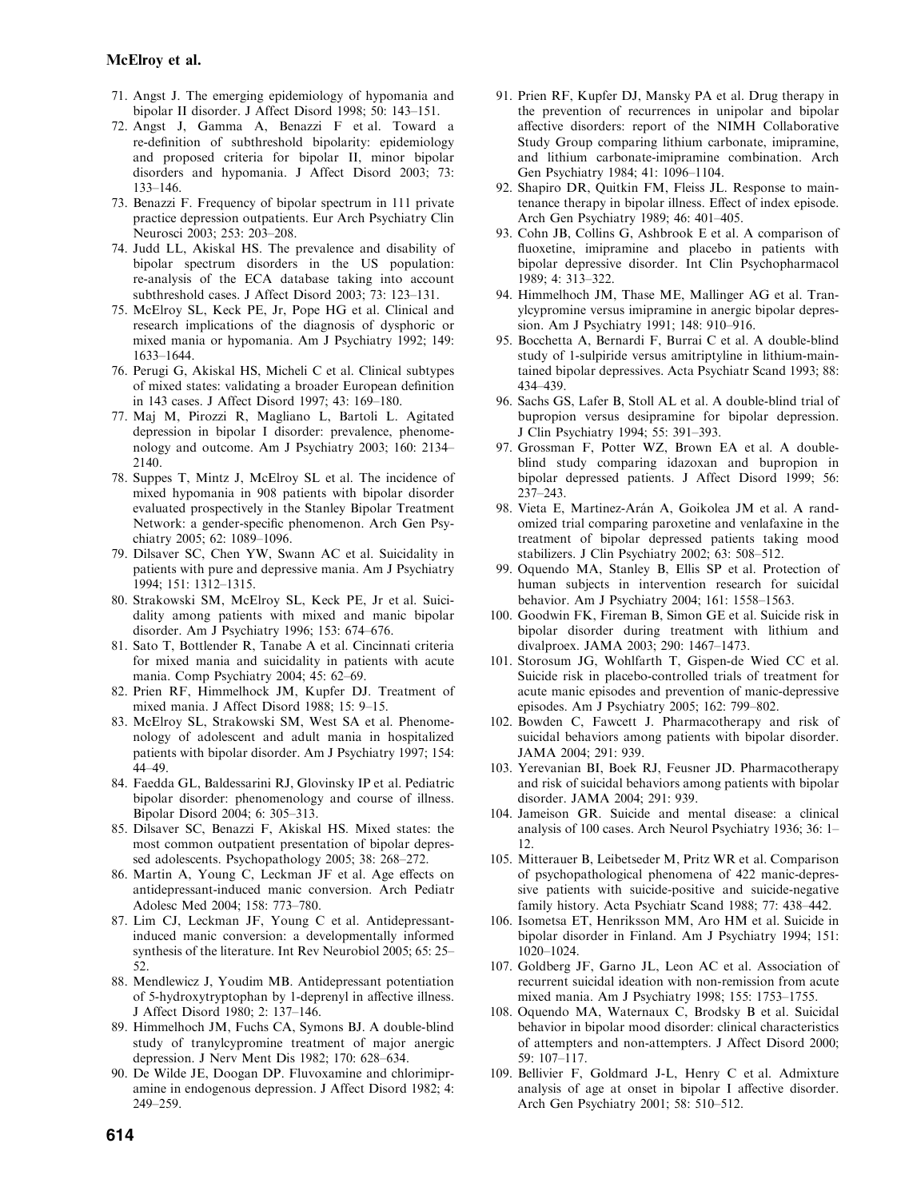71. Angst J. The emerging epidemiology of hypomania and bipolar II disorder. J Affect Disord 1998; 50: 143–151.
72. Angst J, Gamma A, Benazzi F et al. Toward a re-definition of subthreshold bipolarity: epidemiology and proposed criteria for bipolar II, minor bipolar disorders and hypomania. J Affect Disord 2003; 73: 133–146.
73. Benazzi F. Frequency of bipolar spectrum in 111 private practice depression outpatients. Eur Arch Psychiatry Clin Neurosci 2003; 253: 203–208.
74. Judd LL, Akiskal HS. The prevalence and disability of bipolar spectrum disorders in the US population: re-analysis of the ECA database taking into account subthreshold cases. J Affect Disord 2003; 73: 123–131.
75. McElroy SL, Keck PE, Jr, Pope HG et al. Clinical and research implications of the diagnosis of dysphoric or mixed mania or hypomania. Am J Psychiatry 1992; 149: 1633–1644.
76. Perugi G, Akiskal HS, Micheli C et al. Clinical subtypes of mixed states: validating a broader European definition in 143 cases. J Affect Disord 1997; 43: 169–180.
77. Maj M, Pirozzi R, Magliano L, Bartoli L. Agitated depression in bipolar I disorder: prevalence, phenomenology and outcome. Am J Psychiatry 2003; 160: 2134–2140.
78. Suppes T, Mintz J, McElroy SL et al. The incidence of mixed hypomania in 908 patients with bipolar disorder evaluated prospectively in the Stanley Bipolar Treatment Network: a gender-specific phenomenon. Arch Gen Psychiatry 2005; 62: 1089–1096.
79. Dilsaver SC, Chen YW, Swann AC et al. Suicidality in patients with pure and depressive mania. Am J Psychiatry 1994; 151: 1312–1315.
80. Strakowski SM, McElroy SL, Keck PE, Jr et al. Suicidality among patients with mixed and manic bipolar disorder. Am J Psychiatry 1996; 153: 674–676.
81. Sato T, Bottlender R, Tanabe A et al. Cincinnati criteria for mixed mania and suicidality in patients with acute mania. Comp Psychiatry 2004; 45: 62–69.
82. Prien RF, Himmelhock JM, Kupfer DJ. Treatment of mixed mania. J Affect Disord 1988; 15: 9–15.
83. McElroy SL, Strakowski SM, West SA et al. Phenomenology of adolescent and adult mania in hospitalized patients with bipolar disorder. Am J Psychiatry 1997; 154: 44–49.
84. Faedda GL, Baldessarini RJ, Glovinsky IP et al. Pediatric bipolar disorder: phenomenology and course of illness. Bipolar Disord 2004; 6: 305–313.
85. Dilsaver SC, Benazzi F, Akiskal HS. Mixed states: the most common outpatient presentation of bipolar depressed adolescents. Psychopathology 2005; 38: 268–272.
86. Martin A, Young C, Leckman JF et al. Age effects on antidepressant-induced manic conversion. Arch Pediatr Adolesc Med 2004; 158: 773–780.
87. Lim CJ, Leckman JF, Young C et al. Antidepressant-induced manic conversion: a developmentally informed synthesis of the literature. Int Rev Neurobiol 2005; 65: 25–52.
88. Mendlewicz J, Youdim MB. Antidepressant potentiation of 5-hydroxytryptophan by 1-deprenyl in affective illness. J Affect Disord 1980; 2: 137–146.
89. Himmelhoch JM, Fuchs CA, Symons BJ. A double-blind study of tranylcypromine treatment of major anergic depression. J Nerv Ment Dis 1982; 170: 628–634.
90. De Wilde JE, Doogan DP. Fluvoxamine and chlorimipramine in endogenous depression. J Affect Disord 1982; 4: 249–259.
91. Prien RF, Kupfer DJ, Mansky PA et al. Drug therapy in the prevention of recurrences in unipolar and bipolar affective disorders: report of the NIMH Collaborative Study Group comparing lithium carbonate, imipramine, and lithium carbonate-imipramine combination. Arch Gen Psychiatry 1984; 41: 1096–1104.
92. Shapiro DR, Quitkin FM, Fleiss JL. Response to maintenance therapy in bipolar illness. Effect of index episode. Arch Gen Psychiatry 1989; 46: 401–405.
93. Cohn JB, Collins G, Ashbrook E et al. A comparison of fluoxetine, imipramine and placebo in patients with bipolar depressive disorder. Int Clin Psychopharmacol 1989; 4: 313–322.
94. Himmelhoch JM, Thase ME, Mallinger AG et al. Tranylcypromine versus imipramine in anergic bipolar depression. Am J Psychiatry 1991; 148: 910–916.
95. Bocchetta A, Bernardi F, Burrai C et al. A double-blind study of 1-sulpiride versus amitriptyline in lithium-maintained bipolar depressives. Acta Psychiatr Scand 1993; 88: 434–439.
96. Sachs GS, Lafer B, Stoll AL et al. A double-blind trial of bupropion versus desipramine for bipolar depression. J Clin Psychiatry 1994; 55: 391–393.
97. Grossman F, Potter WZ, Brown EA et al. A double-blind study comparing idazoxan and bupropion in bipolar depressed patients. J Affect Disord 1999; 56: 237–243.
98. Vieta E, Martinez-Arán A, Goikolea JM et al. A randomized trial comparing paroxetine and venlafaxine in the treatment of bipolar depressed patients taking mood stabilizers. J Clin Psychiatry 2002; 63: 508–512.
99. Oquendo MA, Stanley B, Ellis SP et al. Protection of human subjects in intervention research for suicidal behavior. Am J Psychiatry 2004; 161: 1558–1563.
100. Goodwin FK, Fireman B, Simon GE et al. Suicide risk in bipolar disorder during treatment with lithium and divalproex. JAMA 2003; 290: 1467–1473.
101. Storosum JG, Wohlfarth T, Gispen-de Wied CC et al. Suicide risk in placebo-controlled trials of treatment for acute manic episodes and prevention of manic-depressive episodes. Am J Psychiatry 2005; 162: 799–802.
102. Bowden C, Fawcett J. Pharmacotherapy and risk of suicidal behaviors among patients with bipolar disorder. JAMA 2004; 291: 939.
103. Yerevanian BI, Boek RJ, Feusner JD. Pharmacotherapy and risk of suicidal behaviors among patients with bipolar disorder. JAMA 2004; 291: 939.
104. Jameison GR. Suicide and mental disease: a clinical analysis of 100 cases. Arch Neurol Psychiatry 1936; 36: 1–12.
105. Mitterauer B, Leibetseder M, Pritz WR et al. Comparison of psychopathological phenomena of 422 manic-depressive patients with suicide-positive and suicide-negative family history. Acta Psychiatr Scand 1988; 77: 438–442.
106. Isometsa ET, Henriksson MM, Aro HM et al. Suicide in bipolar disorder in Finland. Am J Psychiatry 1994; 151: 1020–1024.
107. Goldberg JF, Garno JL, Leon AC et al. Association of recurrent suicidal ideation with non-remission from acute mixed mania. Am J Psychiatry 1998; 155: 1753–1755.
108. Oquendo MA, Waternaux C, Brodsky B et al. Suicidal behavior in bipolar mood disorder: clinical characteristics of attempters and non-attempters. J Affect Disord 2000; 59: 107–117.
109. Bellivier F, Goldmard J-L, Henry C et al. Admixture analysis of age at onset in bipolar I affective disorder. Arch Gen Psychiatry 2001; 58: 510–512.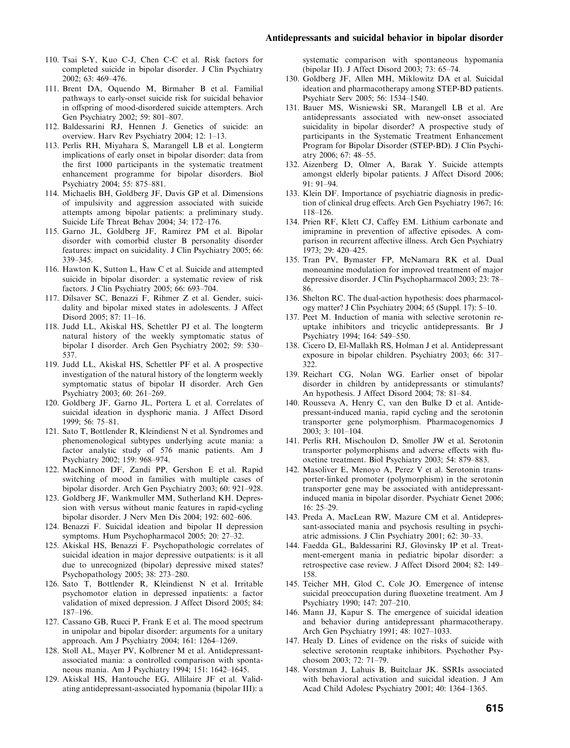110. Tsai S-Y, Kuo C-J, Chen C-C et al. Risk factors for completed suicide in bipolar disorder. J Clin Psychiatry 2002; 63: 469–476.
111. Brent DA, Oquendo M, Birmaher B et al. Familial pathways to early-onset suicide risk for suicidal behavior in offspring of mood-disordered suicide attempters. Arch Gen Psychiatry 2002; 59: 801–807.
112. Baldessarini RJ, Hennen J. Genetics of suicide: an overview. Harv Rev Psychiatry 2004; 12: 1–13.
113. Perlis RH, Miyahara S, Marangell LB et al. Longterm implications of early onset in bipolar disorder: data from the first 1000 participants in the systematic treatment enhancement programme for bipolar disorders. Biol Psychiatry 2004; 55: 875–881.
114. Michaelis BH, Goldberg JF, Davis GP et al. Dimensions of impulsivity and aggression associated with suicide attempts among bipolar patients: a preliminary study. Suicide Life Threat Behav 2004; 34: 172–176.
115. Garno JL, Goldberg JF, Ramirez PM et al. Bipolar disorder with comorbid cluster B personality disorder features: impact on suicidality. J Clin Psychiatry 2005; 66: 339–345.
116. Hawton K, Sutton L, Haw C et al. Suicide and attempted suicide in bipolar disorder: a systematic review of risk factors. J Clin Psychiatry 2005; 66: 693–704.
117. Dilsaver SC, Benazzi F, Rihmer Z et al. Gender, suicidality and bipolar mixed states in adolescents. J Affect Disord 2005; 87: 11–16.
118. Judd LL, Akiskal HS, Schettler PJ et al. The longterm natural history of the weekly symptomatic status of bipolar I disorder. Arch Gen Psychiatry 2002; 59: 530–537.
119. Judd LL, Akiskal HS, Schettler PF et al. A prospective investigation of the natural history of the longterm weekly symptomatic status of bipolar II disorder. Arch Gen Psychiatry 2003; 60: 261–269.
120. Goldberg JF, Garno JL, Portera L et al. Correlates of suicidal ideation in dysphoric mania. J Affect Disord 1999; 56: 75–81.
121. Sato T, Bottlender R, Kleindienst N et al. Syndromes and phenomenological subtypes underlying acute mania: a factor analytic study of 576 manic patients. Am J Psychiatry 2002; 159: 968–974.
122. MacKinnon DF, Zandi PP, Gershon E et al. Rapid switching of mood in families with multiple cases of bipolar disorder. Arch Gen Psychiatry 2003; 60: 921–928.
123. Goldberg JF, Wankmuller MM, Sutherland KH. Depression with versus without manic features in rapid-cycling bipolar disorder. J Nerv Men Dis 2004; 192: 602–606.
124. Benazzi F. Suicidal ideation and bipolar II depression symptoms. Hum Psychopharmacol 2005; 20: 27–32.
125. Akiskal HS, Benazzi F. Psychopathologic correlates of suicidal ideation in major depressive outpatients: is it all due to unrecognized (bipolar) depressive mixed states? Psychopathology 2005; 38: 273–280.
126. Sato T, Bottlender R, Kleindienst N et al. Irritable psychomotor elation in depressed inpatients: a factor validation of mixed depression. J Affect Disord 2005; 84: 187–196.
127. Cassano GB, Rucci P, Frank E et al. The mood spectrum in unipolar and bipolar disorder: arguments for a unitary approach. Am J Psychiatry 2004; 161: 1264–1269.
128. Stoll AL, Mayer PV, Kolbrener M et al. Antidepressant-associated mania: a controlled comparison with spontaneous mania. Am J Psychiatry 1994; 151: 1642–1645.
129. Akiskal HS, Hantouche EG, Allilaire JF et al. Validating antidepressant-associated hypomania (bipolar III): a systematic comparison with spontaneous hypomania (bipolar II). J Affect Disord 2003; 73: 65–74.
130. Goldberg JF, Allen MH, Miklowitz DA et al. Suicidal ideation and pharmacotherapy among STEP-BD patients. Psychiatr Serv 2005; 56: 1534–1540.
131. Bauer MS, Wisniewski SR, Marangell LB et al. Are antidepressants associated with new-onset associated suicidality in bipolar disorder? A prospective study of participants in the Systematic Treatment Enhancement Program for Bipolar Disorder (STEP-BD). J Clin Psychiatry 2006; 67: 48–55.
132. Aizenberg D, Olmer A, Barak Y. Suicide attempts amongst elderly bipolar patients. J Affect Disord 2006; 91: 91–94.
133. Klein DF. Importance of psychiatric diagnosis in prediction of clinical drug effects. Arch Gen Psychiatry 1967; 16: 118–126.
134. Prien RF, Klett CJ, Caffey EM. Lithium carbonate and imipramine in prevention of affective episodes. A comparison in recurrent affective illness. Arch Gen Psychiatry 1973; 29: 420–425.
135. Tran PV, Bymaster FP, McNamara RK et al. Dual monoamine modulation for improved treatment of major depressive disorder. J Clin Psychopharmacol 2003; 23: 78–86.
136. Shelton RC. The dual-action hypothesis: does pharmacology matter? J Clin Psychiatry 2004; 65 (Suppl. 17): 5–10.
137. Peet M. Induction of mania with selective serotonin reuptake inhibitors and tricyclic antidepressants. Br J Psychiatry 1994; 164: 549–550.
138. Cicero D, El-Mallakh RS, Holman J et al. Antidepressant exposure in bipolar children. Psychiatry 2003; 66: 317–322.
139. Reichart CG, Nolan WG. Earlier onset of bipolar disorder in children by antidepressants or stimulants? An hypothesis. J Affect Disord 2004; 78: 81–84.
140. Rousseva A, Henry C, van den Bulke D et al. Antidepressant-induced mania, rapid cycling and the serotonin transporter gene polymorphism. Pharmacogenomics J 2003; 3: 101–104.
141. Perlis RH, Mischoulon D, Smoller JW et al. Serotonin transporter polymorphisms and adverse effects with fluoxetine treatment. Biol Psychiatry 2003; 54: 879–883.
142. Masoliver E, Menoyo A, Perez V et al. Serotonin transporter-linked promoter (polymorphism) in the serotonin transporter gene may be associated with antidepressant-induced mania in bipolar disorder. Psychiatr Genet 2006; 16: 25–29.
143. Preda A, MacLean RW, Mazure CM et al. Antidepressant-associated mania and psychosis resulting in psychiatric admissions. J Clin Psychiatry 2001; 62: 30–33.
144. Faedda GL, Baldessarini RJ, Glovinsky IP et al. Treatment-emergent mania in pediatric bipolar disorder: a retrospective case review. J Affect Disord 2004; 82: 149–158.
145. Teicher MH, Glod C, Cole JO. Emergence of intense suicidal preoccupation during fluoxetine treatment. Am J Psychiatry 1990; 147: 207–210.
146. Mann JJ, Kapur S. The emergence of suicidal ideation and behavior during antidepressant pharmacotherapy. Arch Gen Psychiatry 1991; 48: 1027–1033.
147. Healy D. Lines of evidence on the risks of suicide with selective serotonin reuptake inhibitors. Psychother Psychosom 2003; 72: 71–79.
148. Vorstman J, Lahuis B, Buitclaar JK. SSRIs associated with behavioral activation and suicidal ideation. J Am Acad Child Adolesc Psychiatry 2001; 40: 1364–1365.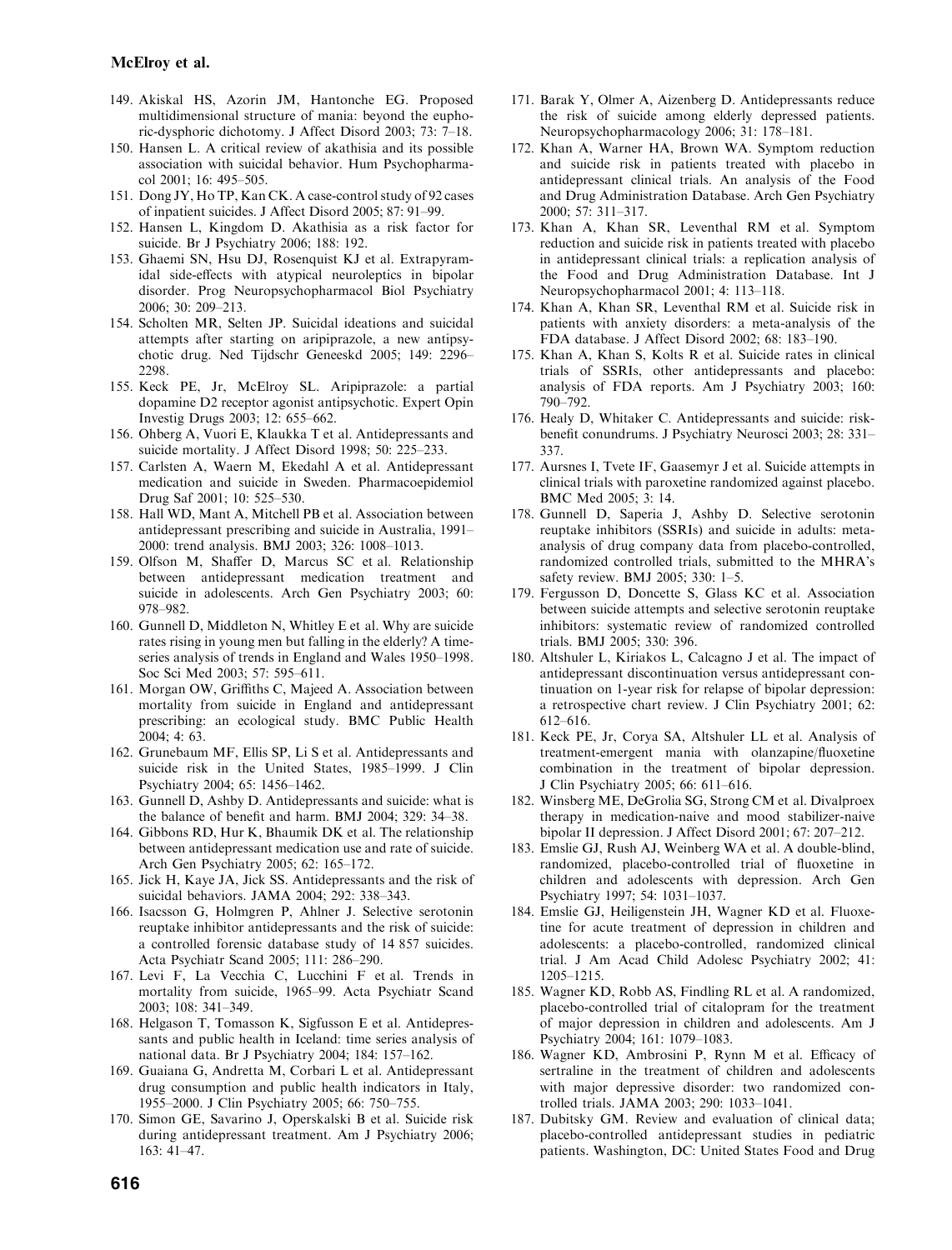149. Akiskal HS, Azorin JM, Hantonche EG. Proposed multidimensional structure of mania: beyond the euphoric-dysphoric dichotomy. J Affect Disord 2003; 73: 7–18.
150. Hansen L. A critical review of akathisia and its possible association with suicidal behavior. Hum Psychopharmacol 2001; 16: 495–505.
151. Dong JY, Ho TP, Kan CK. A case-control study of 92 cases of inpatient suicides. J Affect Disord 2005; 87: 91–99.
152. Hansen L, Kingdom D. Akathisia as a risk factor for suicide. Br J Psychiatry 2006; 188: 192.
153. Ghaemi SN, Hsu DJ, Rosenquist KJ et al. Extrapyramidal side-effects with atypical neuroleptics in bipolar disorder. Prog Neuropsychopharmacol Biol Psychiatry 2006; 30: 209–213.
154. Scholten MR, Selten JP. Suicidal ideations and suicidal attempts after starting on aripiprazole, a new antipsychotic drug. Ned Tijdschr Geneeskd 2005; 149: 2296–2298.
155. Keck PE, Jr, McElroy SL. Aripiprazole: a partial dopamine D2 receptor agonist antipsychotic. Expert Opin Investig Drugs 2003; 12: 655–662.
156. Ohberg A, Vuori E, Klaukka T et al. Antidepressants and suicide mortality. J Affect Disord 1998; 50: 225–233.
157. Carlsten A, Waern M, Ekedahl A et al. Antidepressant medication and suicide in Sweden. Pharmacoepidemiol Drug Saf 2001; 10: 525–530.
158. Hall WD, Mant A, Mitchell PB et al. Association between antidepressant prescribing and suicide in Australia, 1991–2000: trend analysis. BMJ 2003; 326: 1008–1013.
159. Olfson M, Shaffer D, Marcus SC et al. Relationship between antidepressant medication treatment and suicide in adolescents. Arch Gen Psychiatry 2003; 60: 978–982.
160. Gunnell D, Middleton N, Whitley E et al. Why are suicide rates rising in young men but falling in the elderly? A time-series analysis of trends in England and Wales 1950–1998. Soc Sci Med 2003; 57: 595–611.
161. Morgan OW, Griffiths C, Majeed A. Association between mortality from suicide in England and antidepressant prescribing: an ecological study. BMC Public Health 2004; 4: 63.
162. Grunebaum MF, Ellis SP, Li S et al. Antidepressants and suicide risk in the United States, 1985–1999. J Clin Psychiatry 2004; 65: 1456–1462.
163. Gunnell D, Ashby D. Antidepressants and suicide: what is the balance of benefit and harm. BMJ 2004; 329: 34–38.
164. Gibbons RD, Hur K, Bhaumik DK et al. The relationship between antidepressant medication use and rate of suicide. Arch Gen Psychiatry 2005; 62: 165–172.
165. Jick H, Kaye JA, Jick SS. Antidepressants and the risk of suicidal behaviors. JAMA 2004; 292: 338–343.
166. Isacsson G, Holmgren P, Ahlner J. Selective serotonin reuptake inhibitor antidepressants and the risk of suicide: a controlled forensic database study of 14 857 suicides. Acta Psychiatr Scand 2005; 111: 286–290.
167. Levi F, La Vecchia C, Lucchini F et al. Trends in mortality from suicide, 1965–99. Acta Psychiatr Scand 2003; 108: 341–349.
168. Helgason T, Tomasson K, Sigfusson E et al. Antidepressants and public health in Iceland: time series analysis of national data. Br J Psychiatry 2004; 184: 157–162.
169. Guaiana G, Andretta M, Corbari L et al. Antidepressant drug consumption and public health indicators in Italy, 1955–2000. J Clin Psychiatry 2005; 66: 750–755.
170. Simon GE, Savarino J, Operskalski B et al. Suicide risk during antidepressant treatment. Am J Psychiatry 2006; 163: 41–47.
171. Barak Y, Olmer A, Aizenberg D. Antidepressants reduce the risk of suicide among elderly depressed patients. Neuropsychopharmacology 2006; 31: 178–181.
172. Khan A, Warner HA, Brown WA. Symptom reduction and suicide risk in patients treated with placebo in antidepressant clinical trials. An analysis of the Food and Drug Administration Database. Arch Gen Psychiatry 2000; 57: 311–317.
173. Khan A, Khan SR, Leventhal RM et al. Symptom reduction and suicide risk in patients treated with placebo in antidepressant clinical trials: a replication analysis of the Food and Drug Administration Database. Int J Neuropsychopharmacol 2001; 4: 113–118.
174. Khan A, Khan SR, Leventhal RM et al. Suicide risk in patients with anxiety disorders: a meta-analysis of the FDA database. J Affect Disord 2002; 68: 183–190.
175. Khan A, Khan S, Kolts R et al. Suicide rates in clinical trials of SSRIs, other antidepressants and placebo: analysis of FDA reports. Am J Psychiatry 2003; 160: 790–792.
176. Healy D, Whitaker C. Antidepressants and suicide: risk-benefit conundrums. J Psychiatry Neurosci 2003; 28: 331–337.
177. Aursnes I, Tvete IF, Gaasemyr J et al. Suicide attempts in clinical trials with paroxetine randomized against placebo. BMC Med 2005; 3: 14.
178. Gunnell D, Saperia J, Ashby D. Selective serotonin reuptake inhibitors (SSRIs) and suicide in adults: meta-analysis of drug company data from placebo-controlled, randomized controlled trials, submitted to the MHRA's safety review. BMJ 2005; 330: 1–5.
179. Fergusson D, Doncette S, Glass KC et al. Association between suicide attempts and selective serotonin reuptake inhibitors: systematic review of randomized controlled trials. BMJ 2005; 330: 396.
180. Altshuler L, Kiriakos L, Calcagno J et al. The impact of antidepressant discontinuation versus antidepressant continuation on 1-year risk for relapse of bipolar depression: a retrospective chart review. J Clin Psychiatry 2001; 62: 612–616.
181. Keck PE, Jr, Corya SA, Altshuler LL et al. Analysis of treatment-emergent mania with olanzapine/fluoxetine combination in the treatment of bipolar depression. J Clin Psychiatry 2005; 66: 611–616.
182. Winsberg ME, DeGrolia SG, Strong CM et al. Divalproex therapy in medication-naive and mood stabilizer-naive bipolar II depression. J Affect Disord 2001; 67: 207–212.
183. Emslie GJ, Rush AJ, Weinberg WA et al. A double-blind, randomized, placebo-controlled trial of fluoxetine in children and adolescents with depression. Arch Gen Psychiatry 1997; 54: 1031–1037.
184. Emslie GJ, Heiligenstein JH, Wagner KD et al. Fluoxetine for acute treatment of depression in children and adolescents: a placebo-controlled, randomized clinical trial. J Am Acad Child Adolesc Psychiatry 2002; 41: 1205–1215.
185. Wagner KD, Robb AS, Findling RL et al. A randomized, placebo-controlled trial of citalopram for the treatment of major depression in children and adolescents. Am J Psychiatry 2004; 161: 1079–1083.
186. Wagner KD, Ambrosini P, Rynn M et al. Efficacy of sertraline in the treatment of children and adolescents with major depressive disorder: two randomized controlled trials. JAMA 2003; 290: 1033–1041.
187. Dubitsky GM. Review and evaluation of clinical data; placebo-controlled antidepressant studies in pediatric patients. Washington, DC: United States Food and Drug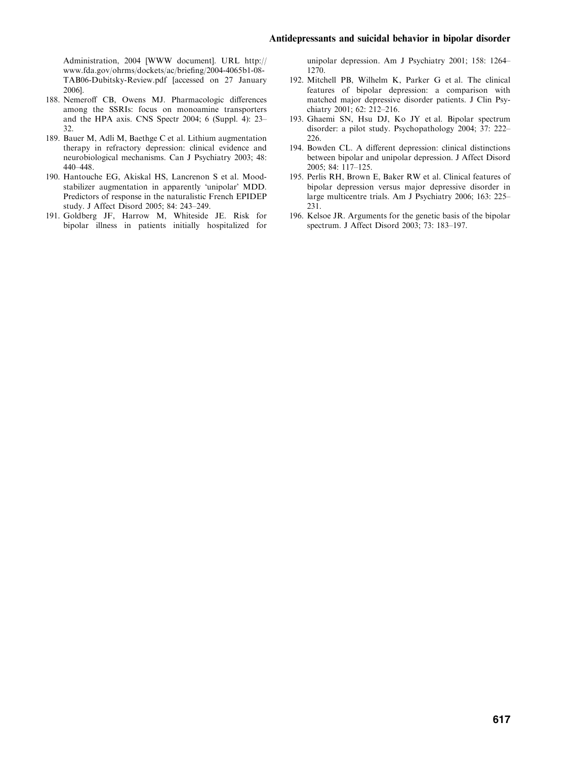Administration, 2004 [WWW document]. URL http://www.fda.gov/ohrms/dockets/ac/briefing/2004-4065b1-08-TAB06-Dubitsky-Review.pdf [accessed on 27 January 2006].

188. Nemeroff CB, Owens MJ. Pharmacologic differences among the SSRIs: focus on monoamine transporters and the HPA axis. CNS Spectr 2004; 6 (Suppl. 4): 23–32.
189. Bauer M, Adli M, Baethge C et al. Lithium augmentation therapy in refractory depression: clinical evidence and neurobiological mechanisms. Can J Psychiatry 2003; 48: 440–448.
190. Hantouche EG, Akiskal HS, Lancrenon S et al. Mood-stabilizer augmentation in apparently 'unipolar' MDD. Predictors of response in the naturalistic French EPIDEP study. J Affect Disord 2005; 84: 243–249.
191. Goldberg JF, Harrow M, Whiteside JE. Risk for bipolar illness in patients initially hospitalized for unipolar depression. Am J Psychiatry 2001; 158: 1264–1270.
192. Mitchell PB, Wilhelm K, Parker G et al. The clinical features of bipolar depression: a comparison with matched major depressive disorder patients. J Clin Psychiatry 2001; 62: 212–216.
193. Ghaemi SN, Hsu DJ, Ko JY et al. Bipolar spectrum disorder: a pilot study. Psychopathology 2004; 37: 222–226.
194. Bowden CL. A different depression: clinical distinctions between bipolar and unipolar depression. J Affect Disord 2005; 84: 117–125.
195. Perlis RH, Brown E, Baker RW et al. Clinical features of bipolar depression versus major depressive disorder in large multicentre trials. Am J Psychiatry 2006; 163: 225–231.
196. Kelsoe JR. Arguments for the genetic basis of the bipolar spectrum. J Affect Disord 2003; 73: 183–197.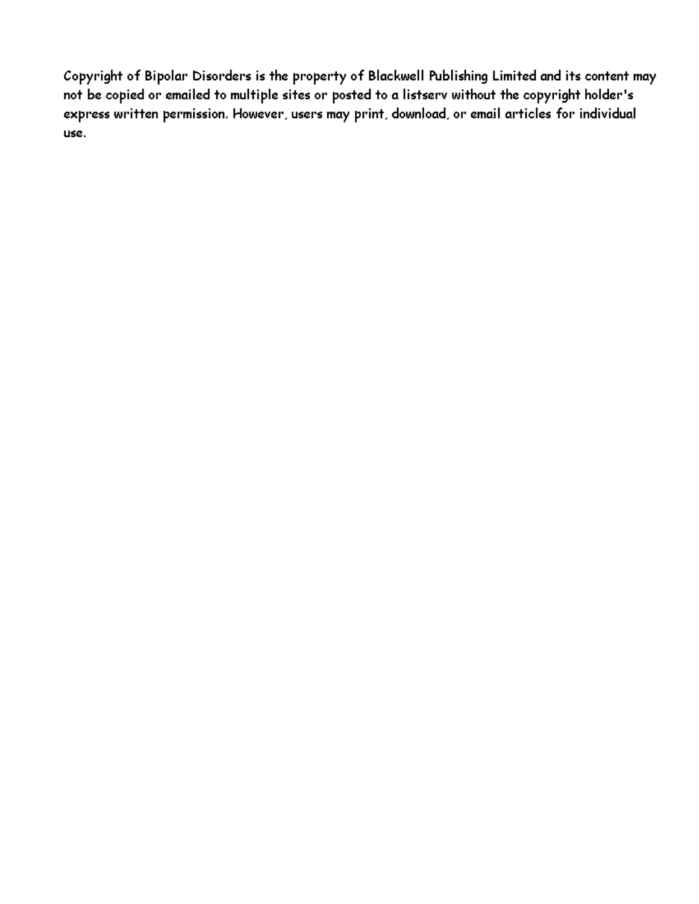Copyright of Bipolar Disorders is the property of Blackwell Publishing Limited and its content may not be copied or emailed to multiple sites or posted to a listserv without the copyright holder's express written permission. However, users may print, download, or email articles for individual use.